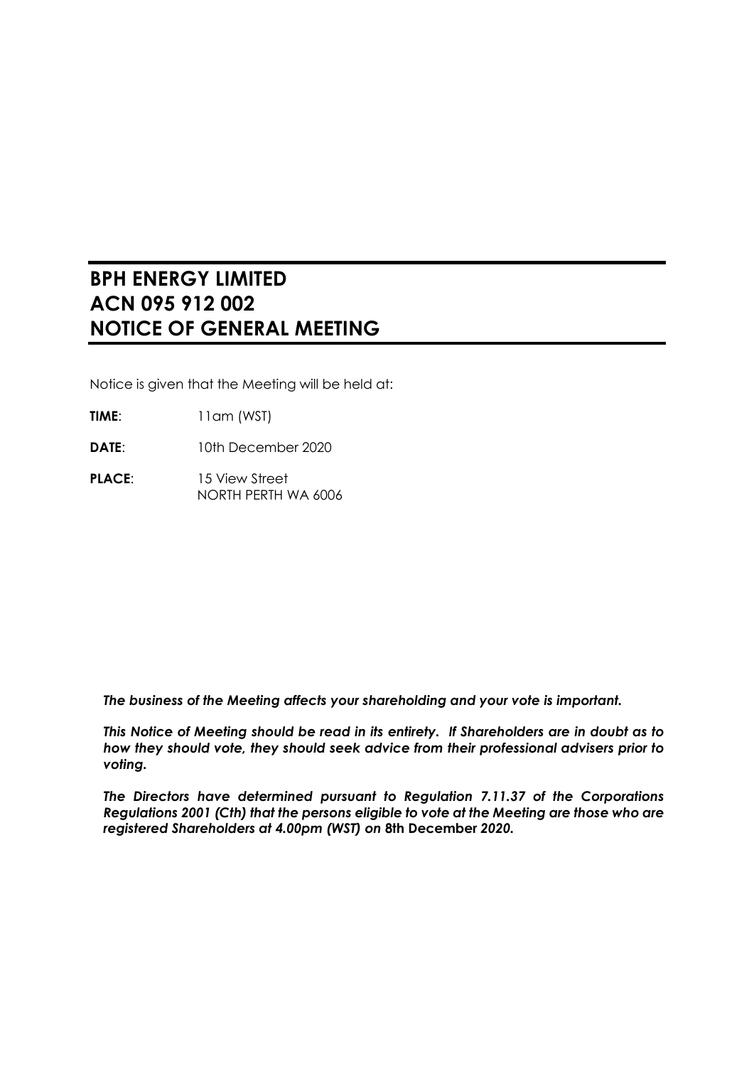# BPH ENERGY LIMITED
# ACN 095 912 002
# NOTICE OF GENERAL MEETING

Notice is given that the Meeting will be held at:

**TIME**: 11am (WST)

**DATE**: 10th December 2020

**PLACE**: 15 View Street
NORTH PERTH WA 6006

***The business of the Meeting affects your shareholding and your vote is important.***

***This Notice of Meeting should be read in its entirety. If Shareholders are in doubt as to how they should vote, they should seek advice from their professional advisers prior to voting.***

***The Directors have determined pursuant to Regulation 7.11.37 of the Corporations Regulations 2001 (Cth) that the persons eligible to vote at the Meeting are those who are registered Shareholders at 4.00pm (WST) on* 8th December *2020.***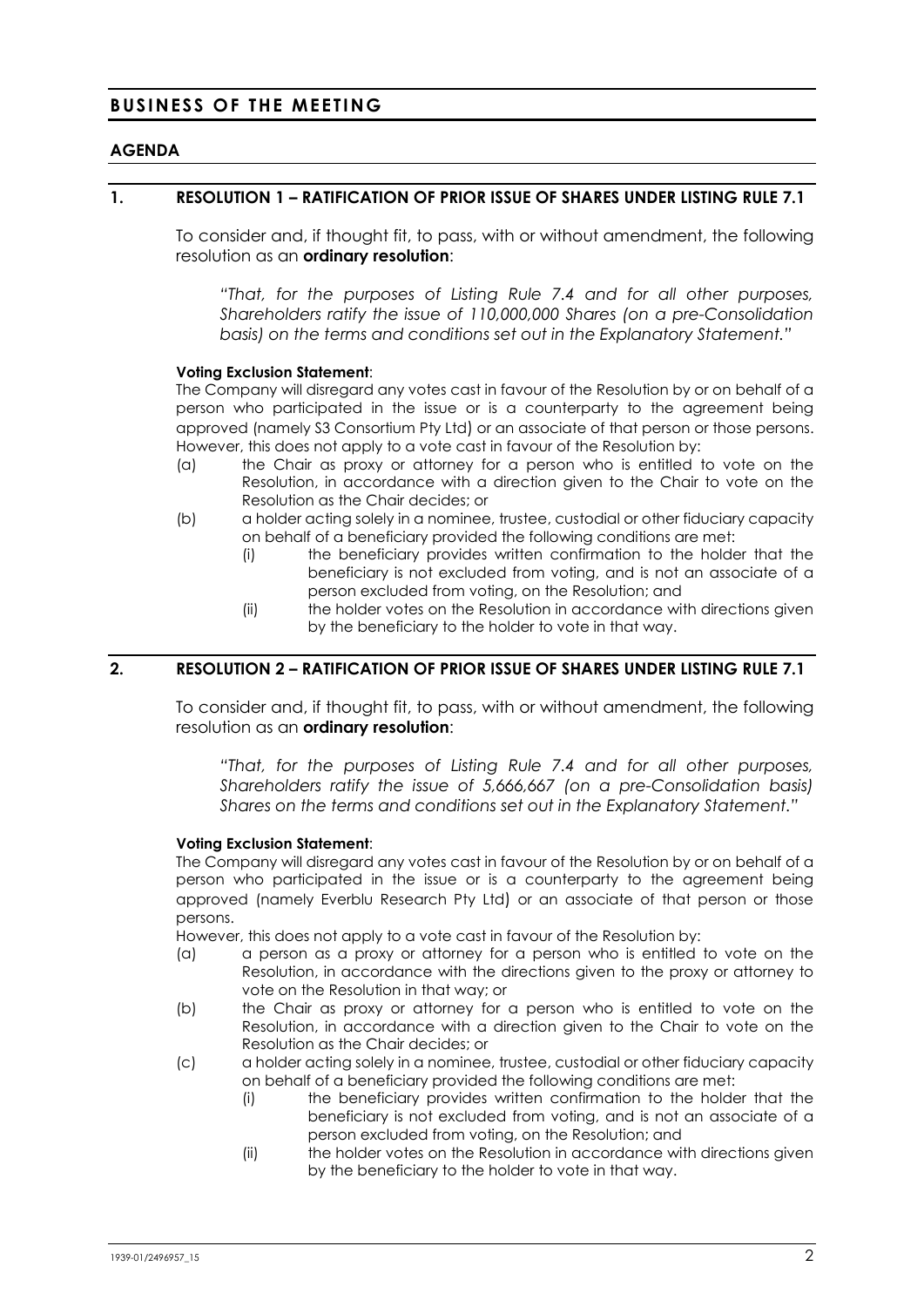# BUSINESS OF THE MEETING

## AGENDA

### 1. RESOLUTION 1 – RATIFICATION OF PRIOR ISSUE OF SHARES UNDER LISTING RULE 7.1

To consider and, if thought fit, to pass, with or without amendment, the following resolution as an **ordinary resolution**:

*"That, for the purposes of Listing Rule 7.4 and for all other purposes, Shareholders ratify the issue of 110,000,000 Shares (on a pre-Consolidation basis) on the terms and conditions set out in the Explanatory Statement."*

**Voting Exclusion Statement**:
The Company will disregard any votes cast in favour of the Resolution by or on behalf of a person who participated in the issue or is a counterparty to the agreement being approved (namely S3 Consortium Pty Ltd) or an associate of that person or those persons. However, this does not apply to a vote cast in favour of the Resolution by:

(a) the Chair as proxy or attorney for a person who is entitled to vote on the Resolution, in accordance with a direction given to the Chair to vote on the Resolution as the Chair decides; or

(b) a holder acting solely in a nominee, trustee, custodial or other fiduciary capacity on behalf of a beneficiary provided the following conditions are met:

  (i) the beneficiary provides written confirmation to the holder that the beneficiary is not excluded from voting, and is not an associate of a person excluded from voting, on the Resolution; and

  (ii) the holder votes on the Resolution in accordance with directions given by the beneficiary to the holder to vote in that way.

### 2. RESOLUTION 2 – RATIFICATION OF PRIOR ISSUE OF SHARES UNDER LISTING RULE 7.1

To consider and, if thought fit, to pass, with or without amendment, the following resolution as an **ordinary resolution**:

*"That, for the purposes of Listing Rule 7.4 and for all other purposes, Shareholders ratify the issue of 5,666,667 (on a pre-Consolidation basis) Shares on the terms and conditions set out in the Explanatory Statement."*

**Voting Exclusion Statement**:
The Company will disregard any votes cast in favour of the Resolution by or on behalf of a person who participated in the issue or is a counterparty to the agreement being approved (namely Everblu Research Pty Ltd) or an associate of that person or those persons.

However, this does not apply to a vote cast in favour of the Resolution by:

(a) a person as a proxy or attorney for a person who is entitled to vote on the Resolution, in accordance with the directions given to the proxy or attorney to vote on the Resolution in that way; or

(b) the Chair as proxy or attorney for a person who is entitled to vote on the Resolution, in accordance with a direction given to the Chair to vote on the Resolution as the Chair decides; or

(c) a holder acting solely in a nominee, trustee, custodial or other fiduciary capacity on behalf of a beneficiary provided the following conditions are met:

  (i) the beneficiary provides written confirmation to the holder that the beneficiary is not excluded from voting, and is not an associate of a person excluded from voting, on the Resolution; and

  (ii) the holder votes on the Resolution in accordance with directions given by the beneficiary to the holder to vote in that way.

1939-01/2496957_15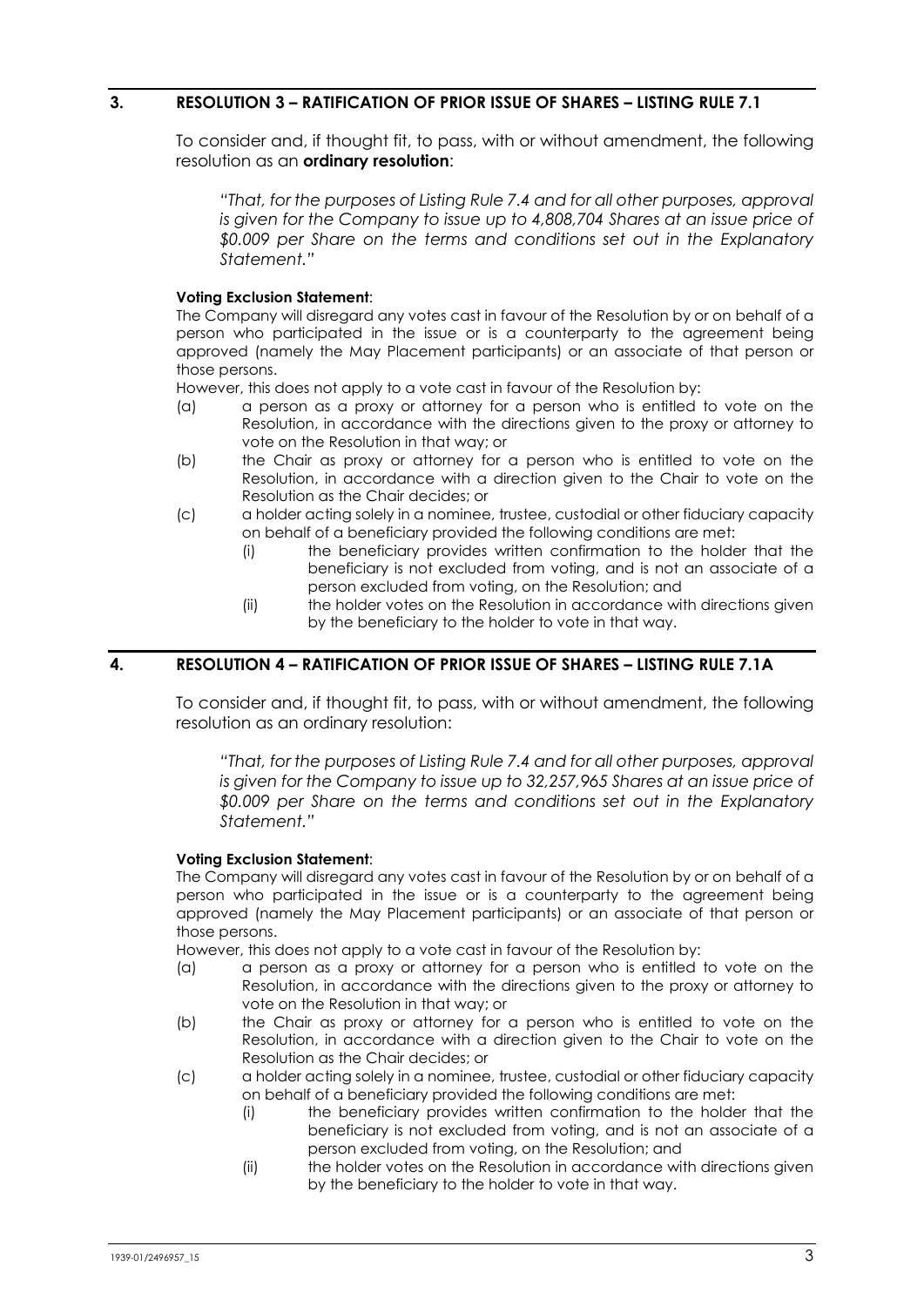## 3. RESOLUTION 3 – RATIFICATION OF PRIOR ISSUE OF SHARES – LISTING RULE 7.1

To consider and, if thought fit, to pass, with or without amendment, the following resolution as an **ordinary resolution**:

*"That, for the purposes of Listing Rule 7.4 and for all other purposes, approval is given for the Company to issue up to 4,808,704 Shares at an issue price of $0.009 per Share on the terms and conditions set out in the Explanatory Statement."*

**Voting Exclusion Statement**:

The Company will disregard any votes cast in favour of the Resolution by or on behalf of a person who participated in the issue or is a counterparty to the agreement being approved (namely the May Placement participants) or an associate of that person or those persons.

However, this does not apply to a vote cast in favour of the Resolution by:

(a) a person as a proxy or attorney for a person who is entitled to vote on the Resolution, in accordance with the directions given to the proxy or attorney to vote on the Resolution in that way; or

(b) the Chair as proxy or attorney for a person who is entitled to vote on the Resolution, in accordance with a direction given to the Chair to vote on the Resolution as the Chair decides; or

(c) a holder acting solely in a nominee, trustee, custodial or other fiduciary capacity on behalf of a beneficiary provided the following conditions are met:

   (i) the beneficiary provides written confirmation to the holder that the beneficiary is not excluded from voting, and is not an associate of a person excluded from voting, on the Resolution; and

   (ii) the holder votes on the Resolution in accordance with directions given by the beneficiary to the holder to vote in that way.

## 4. RESOLUTION 4 – RATIFICATION OF PRIOR ISSUE OF SHARES – LISTING RULE 7.1A

To consider and, if thought fit, to pass, with or without amendment, the following resolution as an ordinary resolution:

*"That, for the purposes of Listing Rule 7.4 and for all other purposes, approval is given for the Company to issue up to 32,257,965 Shares at an issue price of $0.009 per Share on the terms and conditions set out in the Explanatory Statement."*

**Voting Exclusion Statement**:

The Company will disregard any votes cast in favour of the Resolution by or on behalf of a person who participated in the issue or is a counterparty to the agreement being approved (namely the May Placement participants) or an associate of that person or those persons.

However, this does not apply to a vote cast in favour of the Resolution by:

(a) a person as a proxy or attorney for a person who is entitled to vote on the Resolution, in accordance with the directions given to the proxy or attorney to vote on the Resolution in that way; or

(b) the Chair as proxy or attorney for a person who is entitled to vote on the Resolution, in accordance with a direction given to the Chair to vote on the Resolution as the Chair decides; or

(c) a holder acting solely in a nominee, trustee, custodial or other fiduciary capacity on behalf of a beneficiary provided the following conditions are met:

   (i) the beneficiary provides written confirmation to the holder that the beneficiary is not excluded from voting, and is not an associate of a person excluded from voting, on the Resolution; and

   (ii) the holder votes on the Resolution in accordance with directions given by the beneficiary to the holder to vote in that way.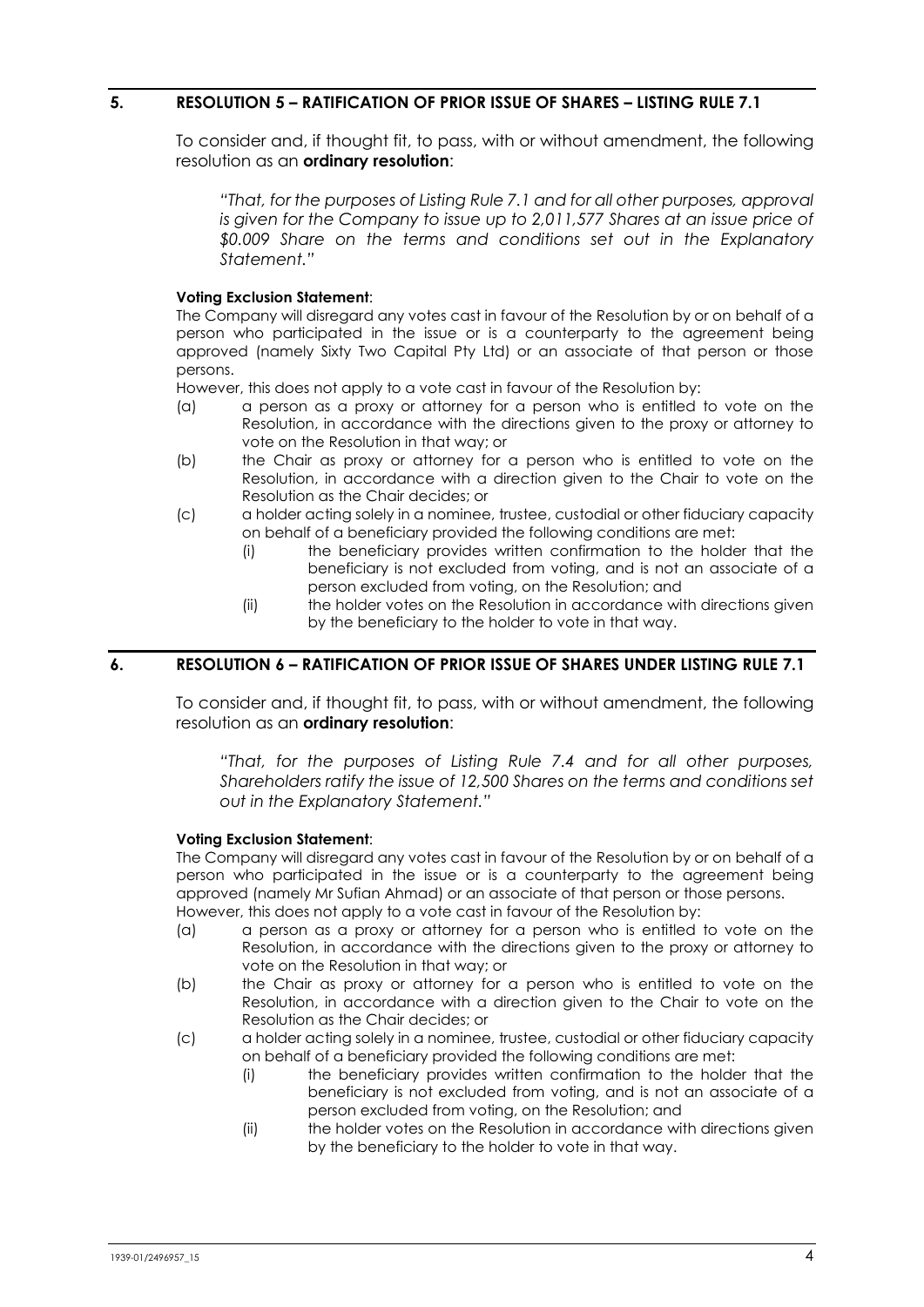## 5. RESOLUTION 5 – RATIFICATION OF PRIOR ISSUE OF SHARES – LISTING RULE 7.1

To consider and, if thought fit, to pass, with or without amendment, the following resolution as an **ordinary resolution**:

*"That, for the purposes of Listing Rule 7.1 and for all other purposes, approval is given for the Company to issue up to 2,011,577 Shares at an issue price of $0.009 Share on the terms and conditions set out in the Explanatory Statement."*

**Voting Exclusion Statement**:

The Company will disregard any votes cast in favour of the Resolution by or on behalf of a person who participated in the issue or is a counterparty to the agreement being approved (namely Sixty Two Capital Pty Ltd) or an associate of that person or those persons.

However, this does not apply to a vote cast in favour of the Resolution by:

(a) a person as a proxy or attorney for a person who is entitled to vote on the Resolution, in accordance with the directions given to the proxy or attorney to vote on the Resolution in that way; or

(b) the Chair as proxy or attorney for a person who is entitled to vote on the Resolution, in accordance with a direction given to the Chair to vote on the Resolution as the Chair decides; or

(c) a holder acting solely in a nominee, trustee, custodial or other fiduciary capacity on behalf of a beneficiary provided the following conditions are met:

  (i) the beneficiary provides written confirmation to the holder that the beneficiary is not excluded from voting, and is not an associate of a person excluded from voting, on the Resolution; and

  (ii) the holder votes on the Resolution in accordance with directions given by the beneficiary to the holder to vote in that way.

## 6. RESOLUTION 6 – RATIFICATION OF PRIOR ISSUE OF SHARES UNDER LISTING RULE 7.1

To consider and, if thought fit, to pass, with or without amendment, the following resolution as an **ordinary resolution**:

*"That, for the purposes of Listing Rule 7.4 and for all other purposes, Shareholders ratify the issue of 12,500 Shares on the terms and conditions set out in the Explanatory Statement."*

**Voting Exclusion Statement**:

The Company will disregard any votes cast in favour of the Resolution by or on behalf of a person who participated in the issue or is a counterparty to the agreement being approved (namely Mr Sufian Ahmad) or an associate of that person or those persons.

However, this does not apply to a vote cast in favour of the Resolution by:

(a) a person as a proxy or attorney for a person who is entitled to vote on the Resolution, in accordance with the directions given to the proxy or attorney to vote on the Resolution in that way; or

(b) the Chair as proxy or attorney for a person who is entitled to vote on the Resolution, in accordance with a direction given to the Chair to vote on the Resolution as the Chair decides; or

(c) a holder acting solely in a nominee, trustee, custodial or other fiduciary capacity on behalf of a beneficiary provided the following conditions are met:

  (i) the beneficiary provides written confirmation to the holder that the beneficiary is not excluded from voting, and is not an associate of a person excluded from voting, on the Resolution; and

  (ii) the holder votes on the Resolution in accordance with directions given by the beneficiary to the holder to vote in that way.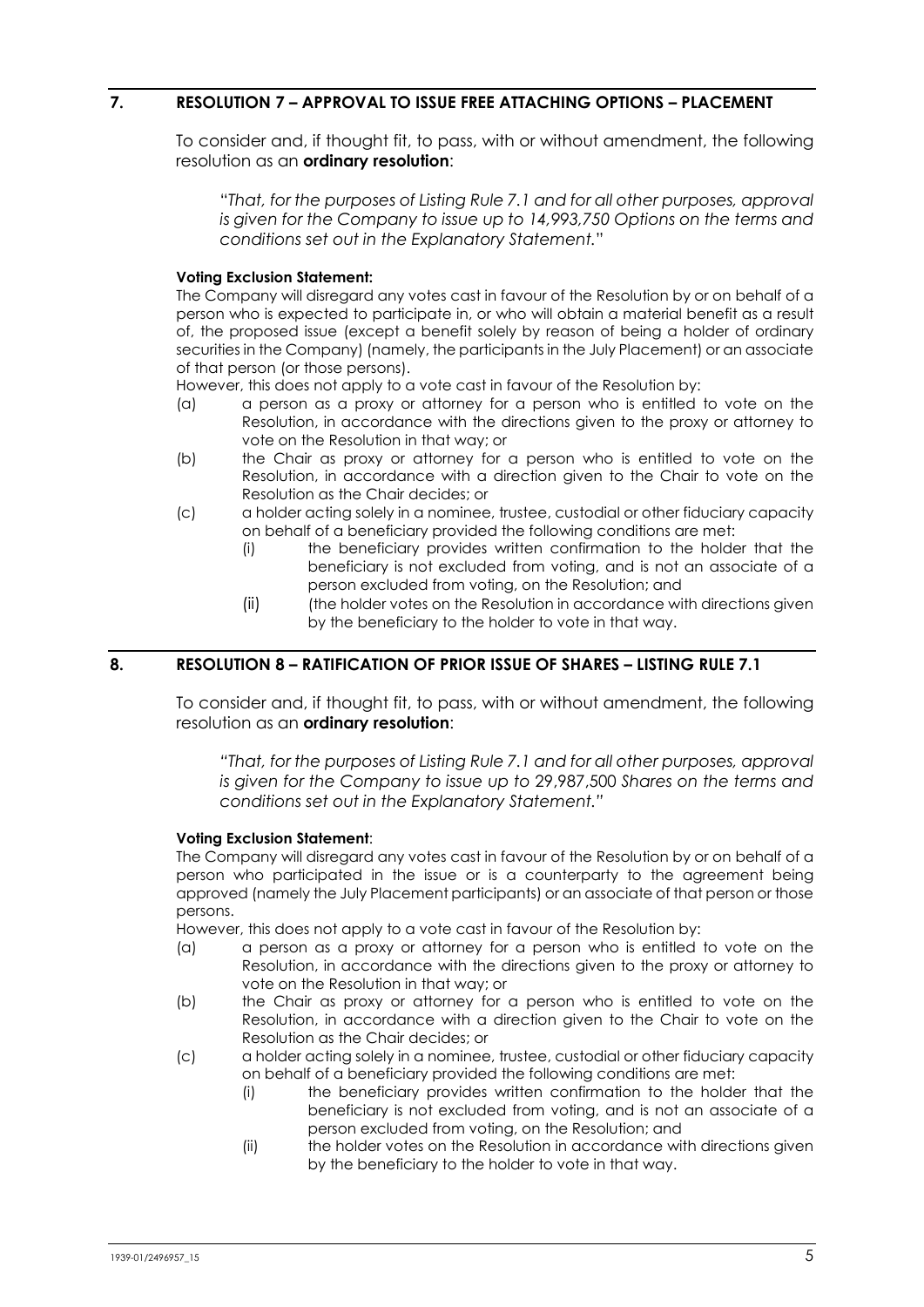## 7. RESOLUTION 7 – APPROVAL TO ISSUE FREE ATTACHING OPTIONS – PLACEMENT

To consider and, if thought fit, to pass, with or without amendment, the following resolution as an **ordinary resolution**:

*"That, for the purposes of Listing Rule 7.1 and for all other purposes, approval is given for the Company to issue up to 14,993,750 Options on the terms and conditions set out in the Explanatory Statement."*

**Voting Exclusion Statement:**

The Company will disregard any votes cast in favour of the Resolution by or on behalf of a person who is expected to participate in, or who will obtain a material benefit as a result of, the proposed issue (except a benefit solely by reason of being a holder of ordinary securities in the Company) (namely, the participants in the July Placement) or an associate of that person (or those persons).

However, this does not apply to a vote cast in favour of the Resolution by:

(a) a person as a proxy or attorney for a person who is entitled to vote on the Resolution, in accordance with the directions given to the proxy or attorney to vote on the Resolution in that way; or

(b) the Chair as proxy or attorney for a person who is entitled to vote on the Resolution, in accordance with a direction given to the Chair to vote on the Resolution as the Chair decides; or

(c) a holder acting solely in a nominee, trustee, custodial or other fiduciary capacity on behalf of a beneficiary provided the following conditions are met:

  (i) the beneficiary provides written confirmation to the holder that the beneficiary is not excluded from voting, and is not an associate of a person excluded from voting, on the Resolution; and

  (ii) (the holder votes on the Resolution in accordance with directions given by the beneficiary to the holder to vote in that way.

## 8. RESOLUTION 8 – RATIFICATION OF PRIOR ISSUE OF SHARES – LISTING RULE 7.1

To consider and, if thought fit, to pass, with or without amendment, the following resolution as an **ordinary resolution**:

*"That, for the purposes of Listing Rule 7.1 and for all other purposes, approval is given for the Company to issue up to* 29,987,500 *Shares on the terms and conditions set out in the Explanatory Statement."*

**Voting Exclusion Statement**:

The Company will disregard any votes cast in favour of the Resolution by or on behalf of a person who participated in the issue or is a counterparty to the agreement being approved (namely the July Placement participants) or an associate of that person or those persons.

However, this does not apply to a vote cast in favour of the Resolution by:

(a) a person as a proxy or attorney for a person who is entitled to vote on the Resolution, in accordance with the directions given to the proxy or attorney to vote on the Resolution in that way; or

(b) the Chair as proxy or attorney for a person who is entitled to vote on the Resolution, in accordance with a direction given to the Chair to vote on the Resolution as the Chair decides; or

(c) a holder acting solely in a nominee, trustee, custodial or other fiduciary capacity on behalf of a beneficiary provided the following conditions are met:

  (i) the beneficiary provides written confirmation to the holder that the beneficiary is not excluded from voting, and is not an associate of a person excluded from voting, on the Resolution; and

  (ii) the holder votes on the Resolution in accordance with directions given by the beneficiary to the holder to vote in that way.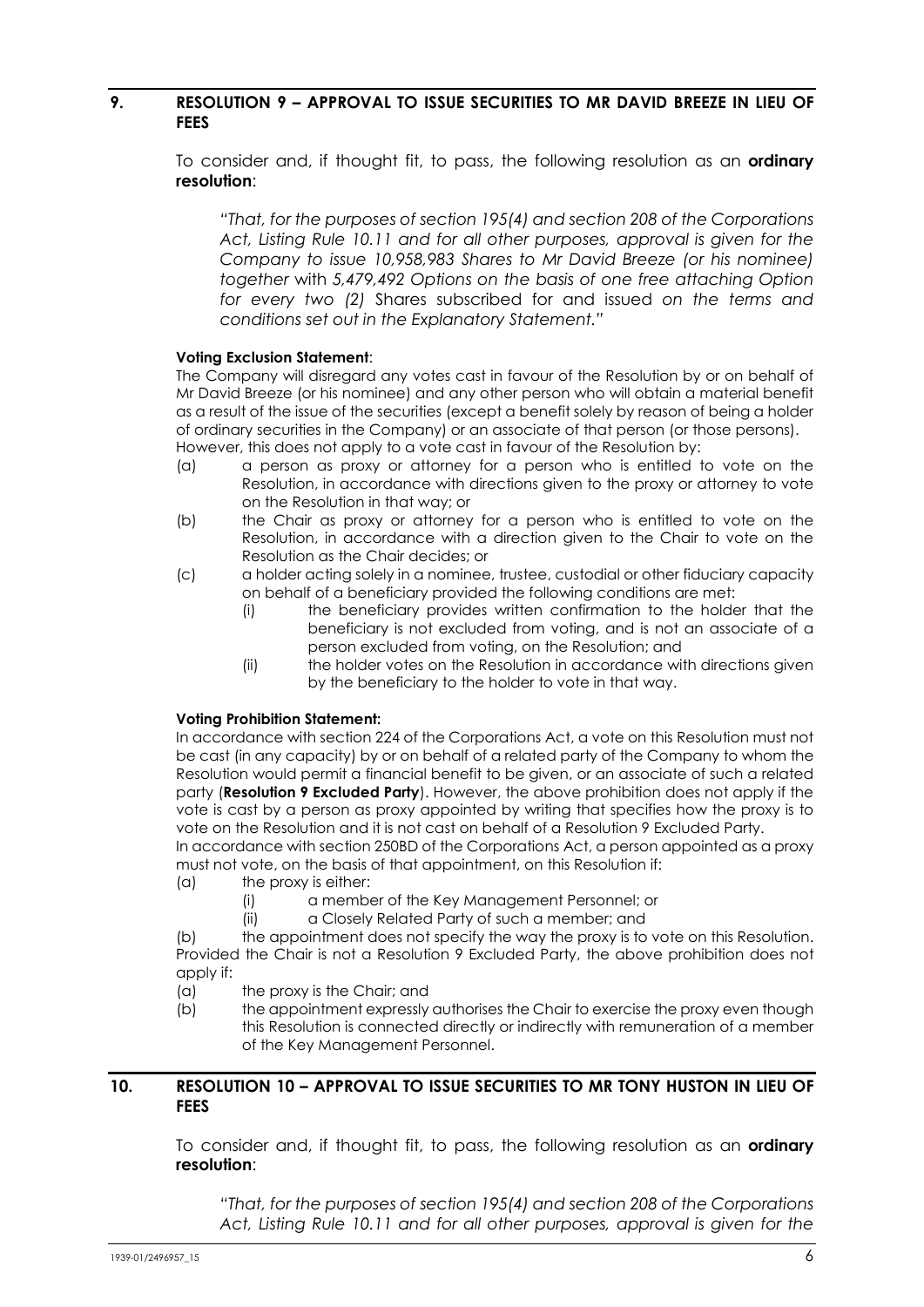## 9. RESOLUTION 9 – APPROVAL TO ISSUE SECURITIES TO MR DAVID BREEZE IN LIEU OF FEES

To consider and, if thought fit, to pass, the following resolution as an **ordinary resolution**:

*"That, for the purposes of section 195(4) and section 208 of the Corporations Act, Listing Rule 10.11 and for all other purposes, approval is given for the Company to issue 10,958,983 Shares to Mr David Breeze (or his nominee) together* with *5,479,492 Options on the basis of one free attaching Option for every two (2)* Shares subscribed for and issued *on the terms and conditions set out in the Explanatory Statement."*

**Voting Exclusion Statement**:

The Company will disregard any votes cast in favour of the Resolution by or on behalf of Mr David Breeze (or his nominee) and any other person who will obtain a material benefit as a result of the issue of the securities (except a benefit solely by reason of being a holder of ordinary securities in the Company) or an associate of that person (or those persons). However, this does not apply to a vote cast in favour of the Resolution by:

(a) a person as proxy or attorney for a person who is entitled to vote on the Resolution, in accordance with directions given to the proxy or attorney to vote on the Resolution in that way; or

(b) the Chair as proxy or attorney for a person who is entitled to vote on the Resolution, in accordance with a direction given to the Chair to vote on the Resolution as the Chair decides; or

(c) a holder acting solely in a nominee, trustee, custodial or other fiduciary capacity on behalf of a beneficiary provided the following conditions are met:

   (i) the beneficiary provides written confirmation to the holder that the beneficiary is not excluded from voting, and is not an associate of a person excluded from voting, on the Resolution; and

   (ii) the holder votes on the Resolution in accordance with directions given by the beneficiary to the holder to vote in that way.

**Voting Prohibition Statement:**

In accordance with section 224 of the Corporations Act, a vote on this Resolution must not be cast (in any capacity) by or on behalf of a related party of the Company to whom the Resolution would permit a financial benefit to be given, or an associate of such a related party (**Resolution 9 Excluded Party**). However, the above prohibition does not apply if the vote is cast by a person as proxy appointed by writing that specifies how the proxy is to vote on the Resolution and it is not cast on behalf of a Resolution 9 Excluded Party.

In accordance with section 250BD of the Corporations Act, a person appointed as a proxy must not vote, on the basis of that appointment, on this Resolution if:

(a) the proxy is either:

   (i) a member of the Key Management Personnel; or

   (ii) a Closely Related Party of such a member; and

(b) the appointment does not specify the way the proxy is to vote on this Resolution.

Provided the Chair is not a Resolution 9 Excluded Party, the above prohibition does not apply if:

(a) the proxy is the Chair; and

(b) the appointment expressly authorises the Chair to exercise the proxy even though this Resolution is connected directly or indirectly with remuneration of a member of the Key Management Personnel.

## 10. RESOLUTION 10 – APPROVAL TO ISSUE SECURITIES TO MR TONY HUSTON IN LIEU OF FEES

To consider and, if thought fit, to pass, the following resolution as an **ordinary resolution**:

*"That, for the purposes of section 195(4) and section 208 of the Corporations Act, Listing Rule 10.11 and for all other purposes, approval is given for the*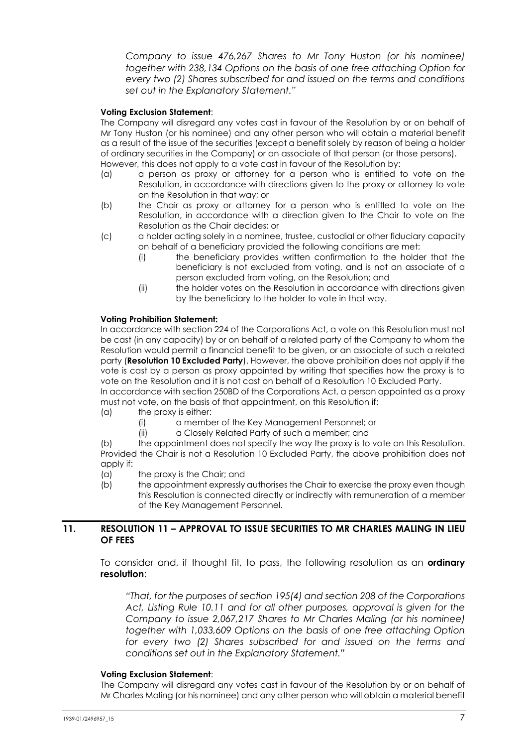*Company to issue 476,267 Shares to Mr Tony Huston (or his nominee) together with 238,134 Options on the basis of one free attaching Option for every two (2) Shares subscribed for and issued on the terms and conditions set out in the Explanatory Statement."*

**Voting Exclusion Statement**:

The Company will disregard any votes cast in favour of the Resolution by or on behalf of Mr Tony Huston (or his nominee) and any other person who will obtain a material benefit as a result of the issue of the securities (except a benefit solely by reason of being a holder of ordinary securities in the Company) or an associate of that person (or those persons). However, this does not apply to a vote cast in favour of the Resolution by:

(a) a person as proxy or attorney for a person who is entitled to vote on the Resolution, in accordance with directions given to the proxy or attorney to vote on the Resolution in that way; or

(b) the Chair as proxy or attorney for a person who is entitled to vote on the Resolution, in accordance with a direction given to the Chair to vote on the Resolution as the Chair decides; or

(c) a holder acting solely in a nominee, trustee, custodial or other fiduciary capacity on behalf of a beneficiary provided the following conditions are met:

  (i) the beneficiary provides written confirmation to the holder that the beneficiary is not excluded from voting, and is not an associate of a person excluded from voting, on the Resolution; and

  (ii) the holder votes on the Resolution in accordance with directions given by the beneficiary to the holder to vote in that way.

**Voting Prohibition Statement:**

In accordance with section 224 of the Corporations Act, a vote on this Resolution must not be cast (in any capacity) by or on behalf of a related party of the Company to whom the Resolution would permit a financial benefit to be given, or an associate of such a related party (**Resolution 10 Excluded Party**). However, the above prohibition does not apply if the vote is cast by a person as proxy appointed by writing that specifies how the proxy is to vote on the Resolution and it is not cast on behalf of a Resolution 10 Excluded Party.

In accordance with section 250BD of the Corporations Act, a person appointed as a proxy must not vote, on the basis of that appointment, on this Resolution if:

(a) the proxy is either:

  (i) a member of the Key Management Personnel; or

  (ii) a Closely Related Party of such a member; and

(b) the appointment does not specify the way the proxy is to vote on this Resolution.

Provided the Chair is not a Resolution 10 Excluded Party, the above prohibition does not apply if:

(a) the proxy is the Chair; and

(b) the appointment expressly authorises the Chair to exercise the proxy even though this Resolution is connected directly or indirectly with remuneration of a member of the Key Management Personnel.

## 11. RESOLUTION 11 – APPROVAL TO ISSUE SECURITIES TO MR CHARLES MALING IN LIEU OF FEES

To consider and, if thought fit, to pass, the following resolution as an **ordinary resolution**:

*"That, for the purposes of section 195(4) and section 208 of the Corporations Act, Listing Rule 10.11 and for all other purposes, approval is given for the Company to issue 2,067,217 Shares to Mr Charles Maling (or his nominee) together with 1,033,609 Options on the basis of one free attaching Option for every two (2) Shares subscribed for and issued on the terms and conditions set out in the Explanatory Statement."*

**Voting Exclusion Statement**:

The Company will disregard any votes cast in favour of the Resolution by or on behalf of Mr Charles Maling (or his nominee) and any other person who will obtain a material benefit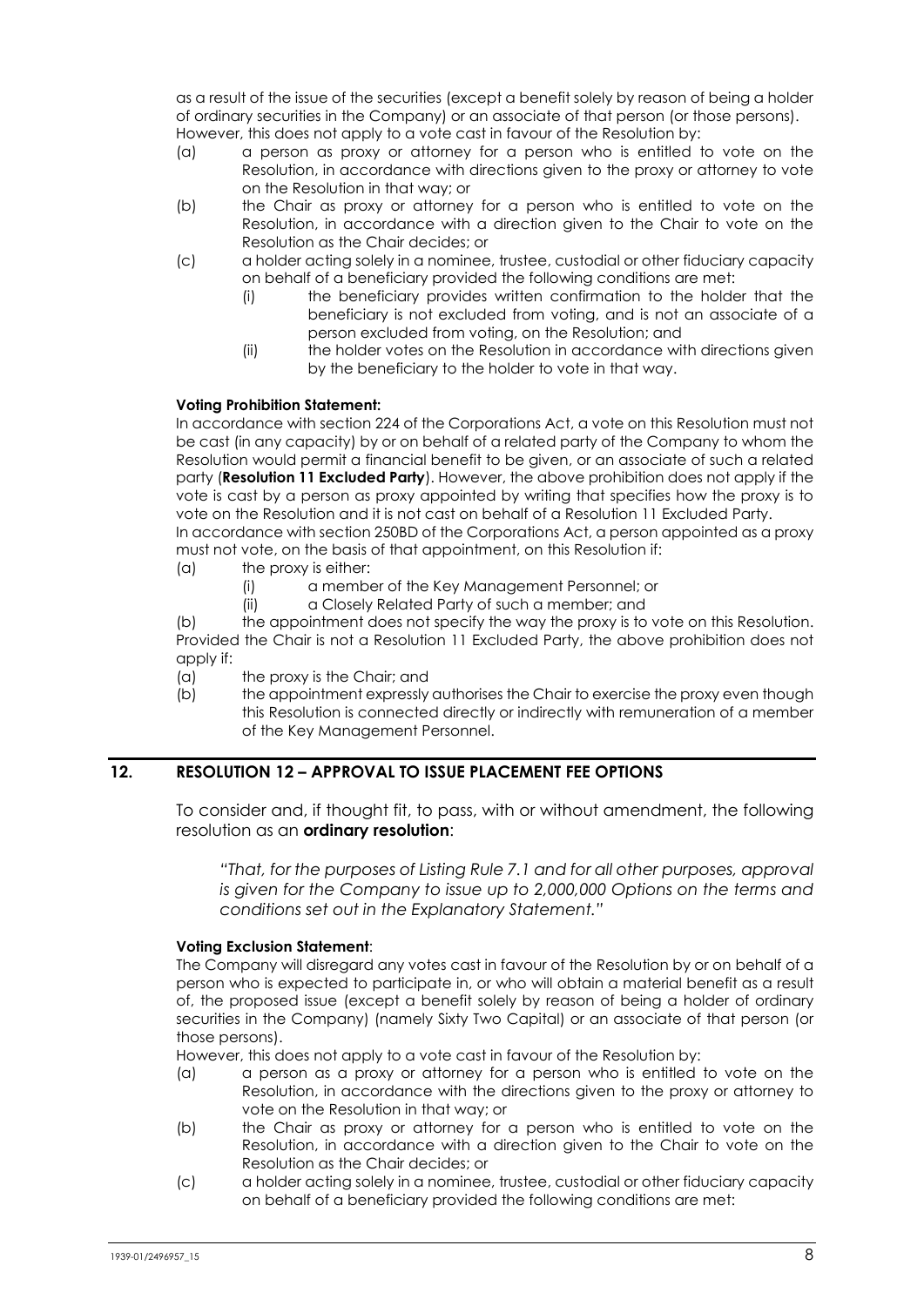as a result of the issue of the securities (except a benefit solely by reason of being a holder of ordinary securities in the Company) or an associate of that person (or those persons).

However, this does not apply to a vote cast in favour of the Resolution by:

(a) a person as proxy or attorney for a person who is entitled to vote on the Resolution, in accordance with directions given to the proxy or attorney to vote on the Resolution in that way; or

(b) the Chair as proxy or attorney for a person who is entitled to vote on the Resolution, in accordance with a direction given to the Chair to vote on the Resolution as the Chair decides; or

(c) a holder acting solely in a nominee, trustee, custodial or other fiduciary capacity on behalf of a beneficiary provided the following conditions are met:

   (i) the beneficiary provides written confirmation to the holder that the beneficiary is not excluded from voting, and is not an associate of a person excluded from voting, on the Resolution; and

   (ii) the holder votes on the Resolution in accordance with directions given by the beneficiary to the holder to vote in that way.

**Voting Prohibition Statement:**

In accordance with section 224 of the Corporations Act, a vote on this Resolution must not be cast (in any capacity) by or on behalf of a related party of the Company to whom the Resolution would permit a financial benefit to be given, or an associate of such a related party (**Resolution 11 Excluded Party**). However, the above prohibition does not apply if the vote is cast by a person as proxy appointed by writing that specifies how the proxy is to vote on the Resolution and it is not cast on behalf of a Resolution 11 Excluded Party.

In accordance with section 250BD of the Corporations Act, a person appointed as a proxy must not vote, on the basis of that appointment, on this Resolution if:

(a) the proxy is either:

   (i) a member of the Key Management Personnel; or

   (ii) a Closely Related Party of such a member; and

(b) the appointment does not specify the way the proxy is to vote on this Resolution.

Provided the Chair is not a Resolution 11 Excluded Party, the above prohibition does not apply if:

(a) the proxy is the Chair; and

(b) the appointment expressly authorises the Chair to exercise the proxy even though this Resolution is connected directly or indirectly with remuneration of a member of the Key Management Personnel.

## 12. RESOLUTION 12 – APPROVAL TO ISSUE PLACEMENT FEE OPTIONS

To consider and, if thought fit, to pass, with or without amendment, the following resolution as an **ordinary resolution**:

*"That, for the purposes of Listing Rule 7.1 and for all other purposes, approval is given for the Company to issue up to 2,000,000 Options on the terms and conditions set out in the Explanatory Statement."*

**Voting Exclusion Statement**:

The Company will disregard any votes cast in favour of the Resolution by or on behalf of a person who is expected to participate in, or who will obtain a material benefit as a result of, the proposed issue (except a benefit solely by reason of being a holder of ordinary securities in the Company) (namely Sixty Two Capital) or an associate of that person (or those persons).

However, this does not apply to a vote cast in favour of the Resolution by:

(a) a person as a proxy or attorney for a person who is entitled to vote on the Resolution, in accordance with the directions given to the proxy or attorney to vote on the Resolution in that way; or

(b) the Chair as proxy or attorney for a person who is entitled to vote on the Resolution, in accordance with a direction given to the Chair to vote on the Resolution as the Chair decides; or

(c) a holder acting solely in a nominee, trustee, custodial or other fiduciary capacity on behalf of a beneficiary provided the following conditions are met: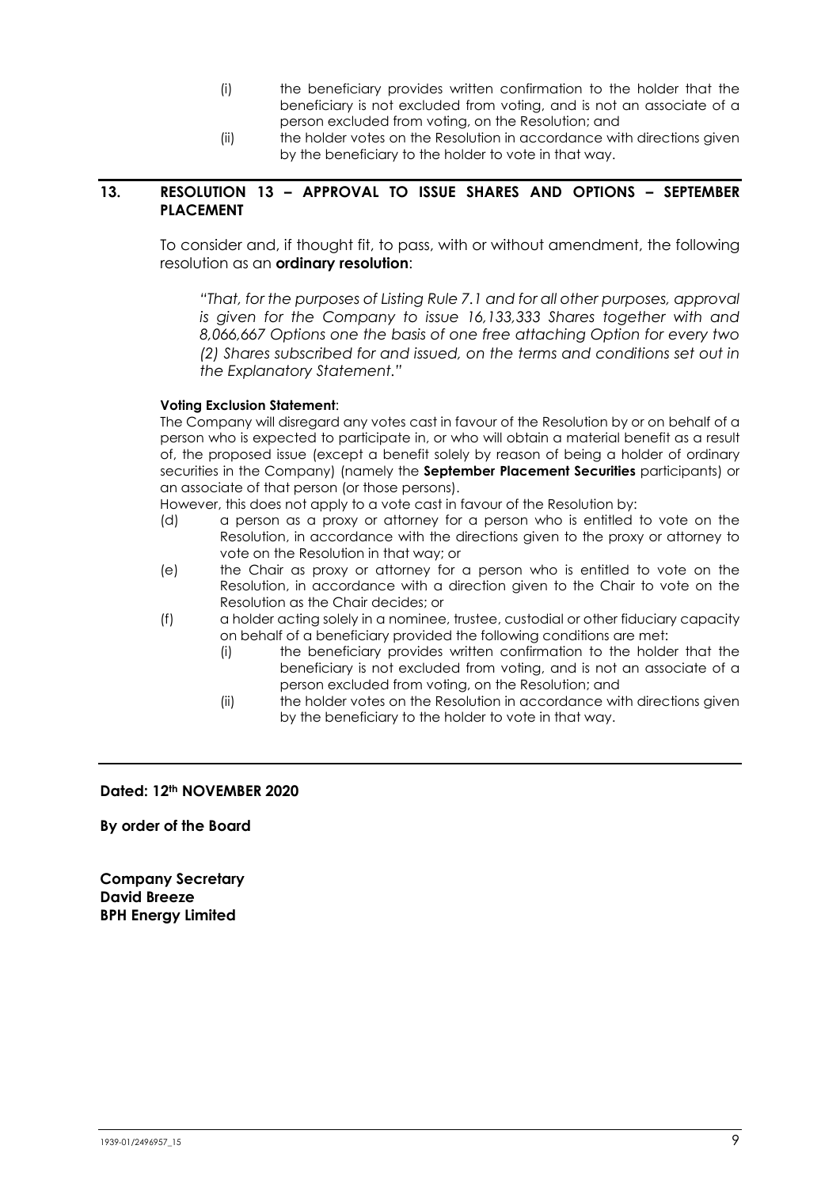(i) the beneficiary provides written confirmation to the holder that the beneficiary is not excluded from voting, and is not an associate of a person excluded from voting, on the Resolution; and

(ii) the holder votes on the Resolution in accordance with directions given by the beneficiary to the holder to vote in that way.

## 13. RESOLUTION 13 – APPROVAL TO ISSUE SHARES AND OPTIONS – SEPTEMBER PLACEMENT

To consider and, if thought fit, to pass, with or without amendment, the following resolution as an **ordinary resolution**:

> *"That, for the purposes of Listing Rule 7.1 and for all other purposes, approval is given for the Company to issue 16,133,333 Shares together with and 8,066,667 Options one the basis of one free attaching Option for every two (2) Shares subscribed for and issued, on the terms and conditions set out in the Explanatory Statement."*

**Voting Exclusion Statement**:

The Company will disregard any votes cast in favour of the Resolution by or on behalf of a person who is expected to participate in, or who will obtain a material benefit as a result of, the proposed issue (except a benefit solely by reason of being a holder of ordinary securities in the Company) (namely the **September Placement Securities** participants) or an associate of that person (or those persons).

However, this does not apply to a vote cast in favour of the Resolution by:

(d) a person as a proxy or attorney for a person who is entitled to vote on the Resolution, in accordance with the directions given to the proxy or attorney to vote on the Resolution in that way; or

(e) the Chair as proxy or attorney for a person who is entitled to vote on the Resolution, in accordance with a direction given to the Chair to vote on the Resolution as the Chair decides; or

(f) a holder acting solely in a nominee, trustee, custodial or other fiduciary capacity on behalf of a beneficiary provided the following conditions are met:

   (i) the beneficiary provides written confirmation to the holder that the beneficiary is not excluded from voting, and is not an associate of a person excluded from voting, on the Resolution; and

   (ii) the holder votes on the Resolution in accordance with directions given by the beneficiary to the holder to vote in that way.

---

**Dated: 12th NOVEMBER 2020**

**By order of the Board**

**Company Secretary**
**David Breeze**
**BPH Energy Limited**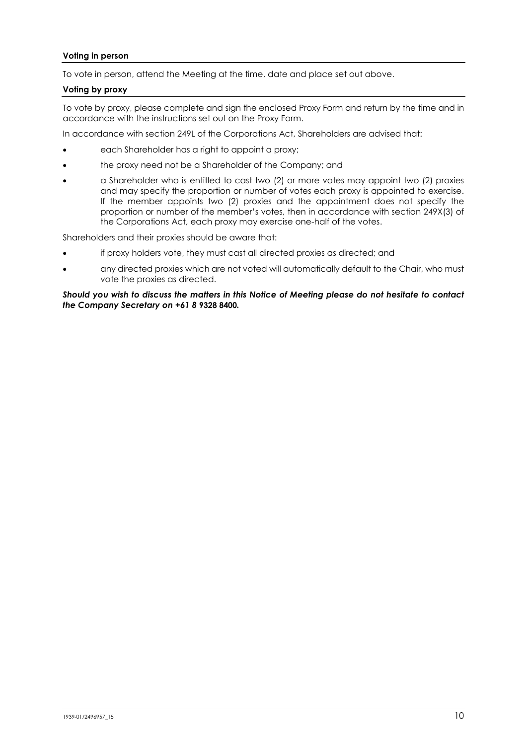**Voting in person**

To vote in person, attend the Meeting at the time, date and place set out above.

**Voting by proxy**

To vote by proxy, please complete and sign the enclosed Proxy Form and return by the time and in accordance with the instructions set out on the Proxy Form.

In accordance with section 249L of the Corporations Act, Shareholders are advised that:

- each Shareholder has a right to appoint a proxy;
- the proxy need not be a Shareholder of the Company; and
- a Shareholder who is entitled to cast two (2) or more votes may appoint two (2) proxies and may specify the proportion or number of votes each proxy is appointed to exercise. If the member appoints two (2) proxies and the appointment does not specify the proportion or number of the member's votes, then in accordance with section 249X(3) of the Corporations Act, each proxy may exercise one-half of the votes.

Shareholders and their proxies should be aware that:

- if proxy holders vote, they must cast all directed proxies as directed; and
- any directed proxies which are not voted will automatically default to the Chair, who must vote the proxies as directed.

***Should you wish to discuss the matters in this Notice of Meeting please do not hesitate to contact the Company Secretary on +61 8 9328 8400.***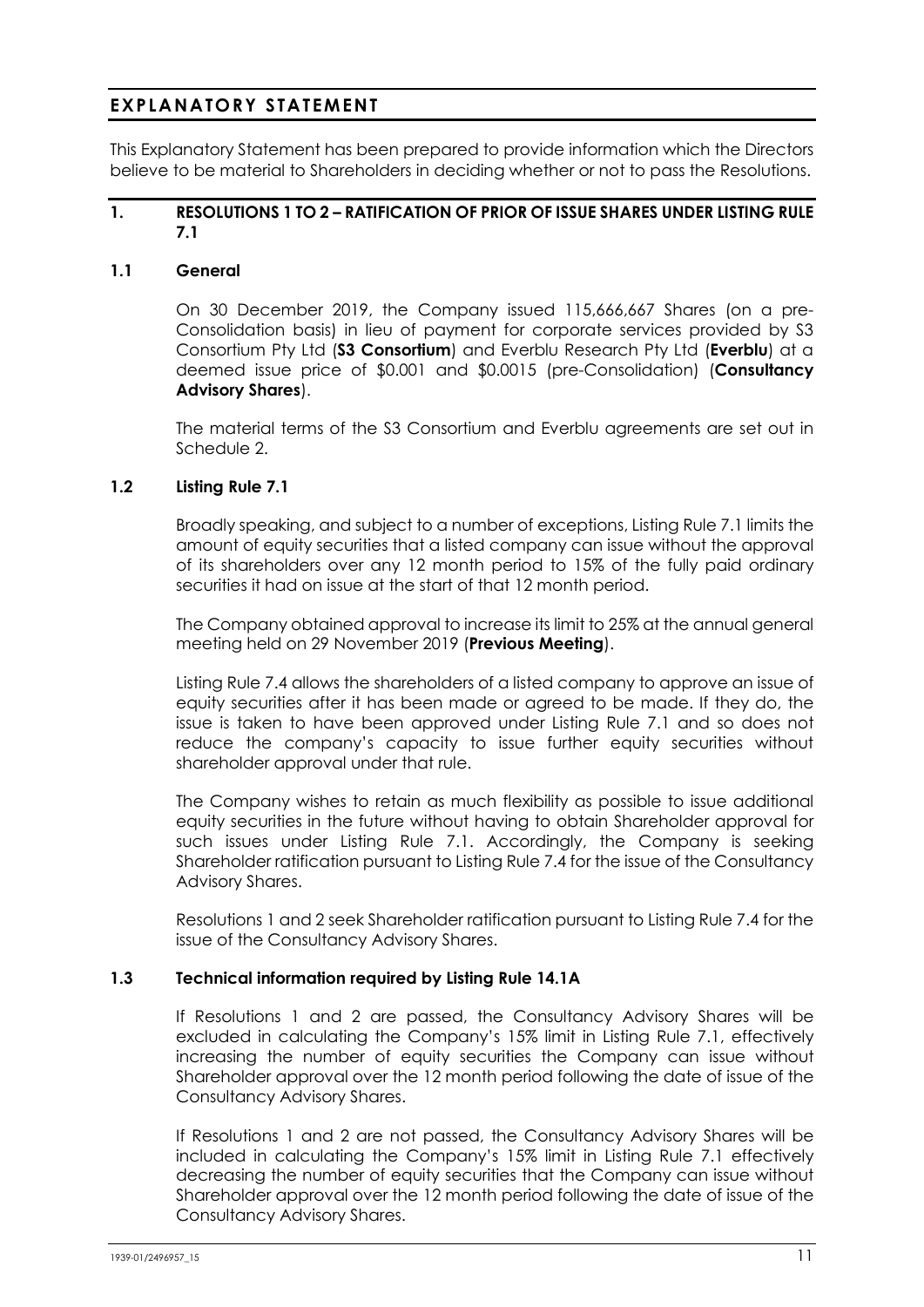# EXPLANATORY STATEMENT

This Explanatory Statement has been prepared to provide information which the Directors believe to be material to Shareholders in deciding whether or not to pass the Resolutions.

## 1. RESOLUTIONS 1 TO 2 – RATIFICATION OF PRIOR OF ISSUE SHARES UNDER LISTING RULE 7.1

### 1.1 General

On 30 December 2019, the Company issued 115,666,667 Shares (on a pre-Consolidation basis) in lieu of payment for corporate services provided by S3 Consortium Pty Ltd (**S3 Consortium**) and Everblu Research Pty Ltd (**Everblu**) at a deemed issue price of $0.001 and $0.0015 (pre-Consolidation) (**Consultancy Advisory Shares**).

The material terms of the S3 Consortium and Everblu agreements are set out in Schedule 2.

### 1.2 Listing Rule 7.1

Broadly speaking, and subject to a number of exceptions, Listing Rule 7.1 limits the amount of equity securities that a listed company can issue without the approval of its shareholders over any 12 month period to 15% of the fully paid ordinary securities it had on issue at the start of that 12 month period.

The Company obtained approval to increase its limit to 25% at the annual general meeting held on 29 November 2019 (**Previous Meeting**).

Listing Rule 7.4 allows the shareholders of a listed company to approve an issue of equity securities after it has been made or agreed to be made. If they do, the issue is taken to have been approved under Listing Rule 7.1 and so does not reduce the company's capacity to issue further equity securities without shareholder approval under that rule.

The Company wishes to retain as much flexibility as possible to issue additional equity securities in the future without having to obtain Shareholder approval for such issues under Listing Rule 7.1. Accordingly, the Company is seeking Shareholder ratification pursuant to Listing Rule 7.4 for the issue of the Consultancy Advisory Shares.

Resolutions 1 and 2 seek Shareholder ratification pursuant to Listing Rule 7.4 for the issue of the Consultancy Advisory Shares.

### 1.3 Technical information required by Listing Rule 14.1A

If Resolutions 1 and 2 are passed, the Consultancy Advisory Shares will be excluded in calculating the Company's 15% limit in Listing Rule 7.1, effectively increasing the number of equity securities the Company can issue without Shareholder approval over the 12 month period following the date of issue of the Consultancy Advisory Shares.

If Resolutions 1 and 2 are not passed, the Consultancy Advisory Shares will be included in calculating the Company's 15% limit in Listing Rule 7.1 effectively decreasing the number of equity securities that the Company can issue without Shareholder approval over the 12 month period following the date of issue of the Consultancy Advisory Shares.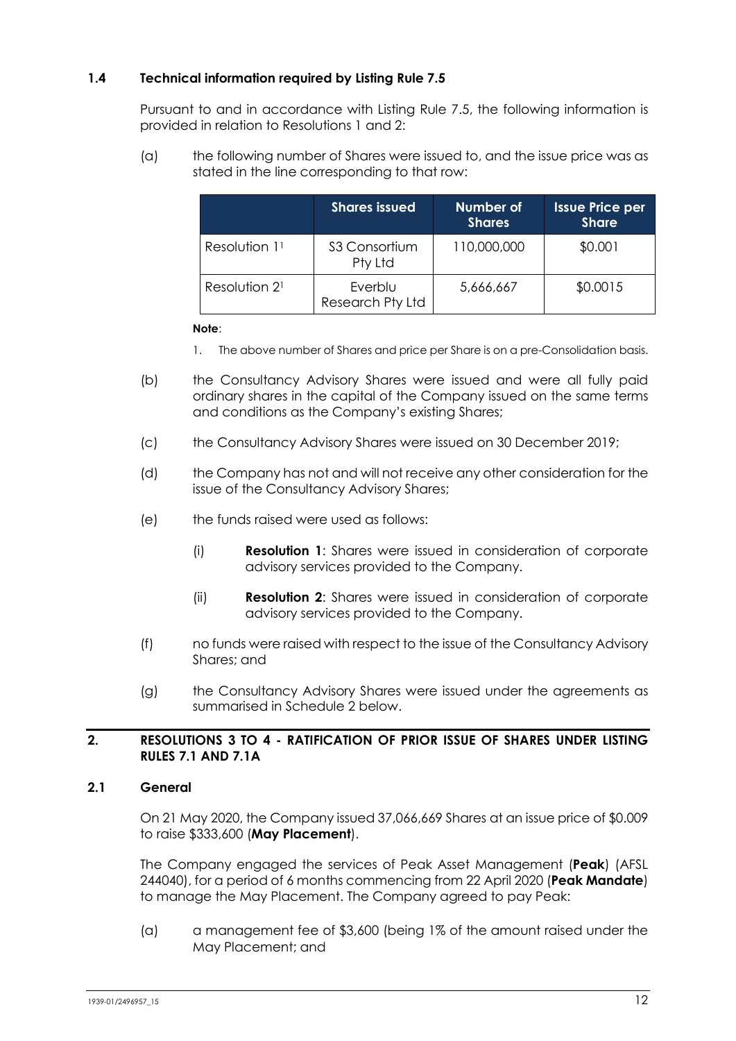### 1.4 Technical information required by Listing Rule 7.5

Pursuant to and in accordance with Listing Rule 7.5, the following information is provided in relation to Resolutions 1 and 2:

(a) the following number of Shares were issued to, and the issue price was as stated in the line corresponding to that row:

| | Shares issued | Number of Shares | Issue Price per Share |
|---|---|---|---|
| Resolution 1[1] | S3 Consortium Pty Ltd | 110,000,000 | $0.001 |
| Resolution 2[1] | Everblu Research Pty Ltd | 5,666,667 | $0.0015 |

**Note**:

1. The above number of Shares and price per Share is on a pre-Consolidation basis.

(b) the Consultancy Advisory Shares were issued and were all fully paid ordinary shares in the capital of the Company issued on the same terms and conditions as the Company's existing Shares;

(c) the Consultancy Advisory Shares were issued on 30 December 2019;

(d) the Company has not and will not receive any other consideration for the issue of the Consultancy Advisory Shares;

(e) the funds raised were used as follows:

  (i) **Resolution 1**: Shares were issued in consideration of corporate advisory services provided to the Company.

  (ii) **Resolution 2**: Shares were issued in consideration of corporate advisory services provided to the Company.

(f) no funds were raised with respect to the issue of the Consultancy Advisory Shares; and

(g) the Consultancy Advisory Shares were issued under the agreements as summarised in Schedule 2 below.

## 2. RESOLUTIONS 3 TO 4 - RATIFICATION OF PRIOR ISSUE OF SHARES UNDER LISTING RULES 7.1 AND 7.1A

### 2.1 General

On 21 May 2020, the Company issued 37,066,669 Shares at an issue price of $0.009 to raise $333,600 (**May Placement**).

The Company engaged the services of Peak Asset Management (**Peak**) (AFSL 244040), for a period of 6 months commencing from 22 April 2020 (**Peak Mandate**) to manage the May Placement. The Company agreed to pay Peak:

(a) a management fee of $3,600 (being 1% of the amount raised under the May Placement; and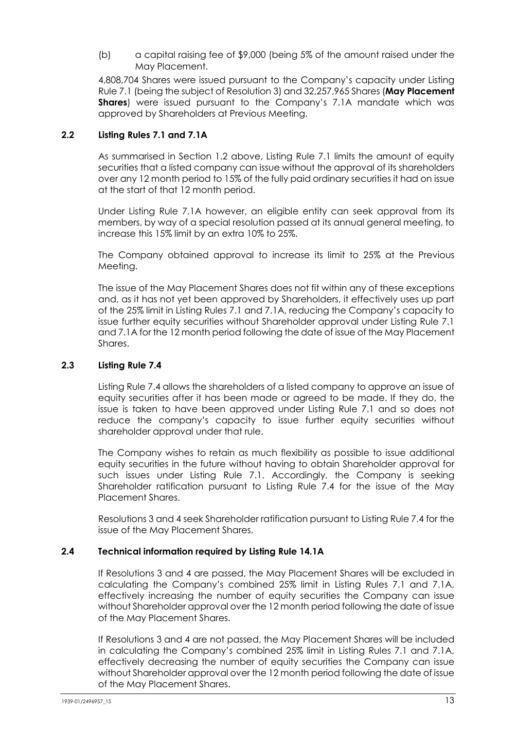(b) a capital raising fee of $9,000 (being 5% of the amount raised under the May Placement.

4,808,704 Shares were issued pursuant to the Company's capacity under Listing Rule 7.1 (being the subject of Resolution 3) and 32,257,965 Shares (**May Placement Shares**) were issued pursuant to the Company's 7.1A mandate which was approved by Shareholders at Previous Meeting.

### 2.2 Listing Rules 7.1 and 7.1A

As summarised in Section 1.2 above, Listing Rule 7.1 limits the amount of equity securities that a listed company can issue without the approval of its shareholders over any 12 month period to 15% of the fully paid ordinary securities it had on issue at the start of that 12 month period.

Under Listing Rule 7.1A however, an eligible entity can seek approval from its members, by way of a special resolution passed at its annual general meeting, to increase this 15% limit by an extra 10% to 25%.

The Company obtained approval to increase its limit to 25% at the Previous Meeting.

The issue of the May Placement Shares does not fit within any of these exceptions and, as it has not yet been approved by Shareholders, it effectively uses up part of the 25% limit in Listing Rules 7.1 and 7.1A, reducing the Company's capacity to issue further equity securities without Shareholder approval under Listing Rule 7.1 and 7.1A for the 12 month period following the date of issue of the May Placement Shares.

### 2.3 Listing Rule 7.4

Listing Rule 7.4 allows the shareholders of a listed company to approve an issue of equity securities after it has been made or agreed to be made. If they do, the issue is taken to have been approved under Listing Rule 7.1 and so does not reduce the company's capacity to issue further equity securities without shareholder approval under that rule.

The Company wishes to retain as much flexibility as possible to issue additional equity securities in the future without having to obtain Shareholder approval for such issues under Listing Rule 7.1. Accordingly, the Company is seeking Shareholder ratification pursuant to Listing Rule 7.4 for the issue of the May Placement Shares.

Resolutions 3 and 4 seek Shareholder ratification pursuant to Listing Rule 7.4 for the issue of the May Placement Shares.

### 2.4 Technical information required by Listing Rule 14.1A

If Resolutions 3 and 4 are passed, the May Placement Shares will be excluded in calculating the Company's combined 25% limit in Listing Rules 7.1 and 7.1A, effectively increasing the number of equity securities the Company can issue without Shareholder approval over the 12 month period following the date of issue of the May Placement Shares.

If Resolutions 3 and 4 are not passed, the May Placement Shares will be included in calculating the Company's combined 25% limit in Listing Rules 7.1 and 7.1A, effectively decreasing the number of equity securities the Company can issue without Shareholder approval over the 12 month period following the date of issue of the May Placement Shares.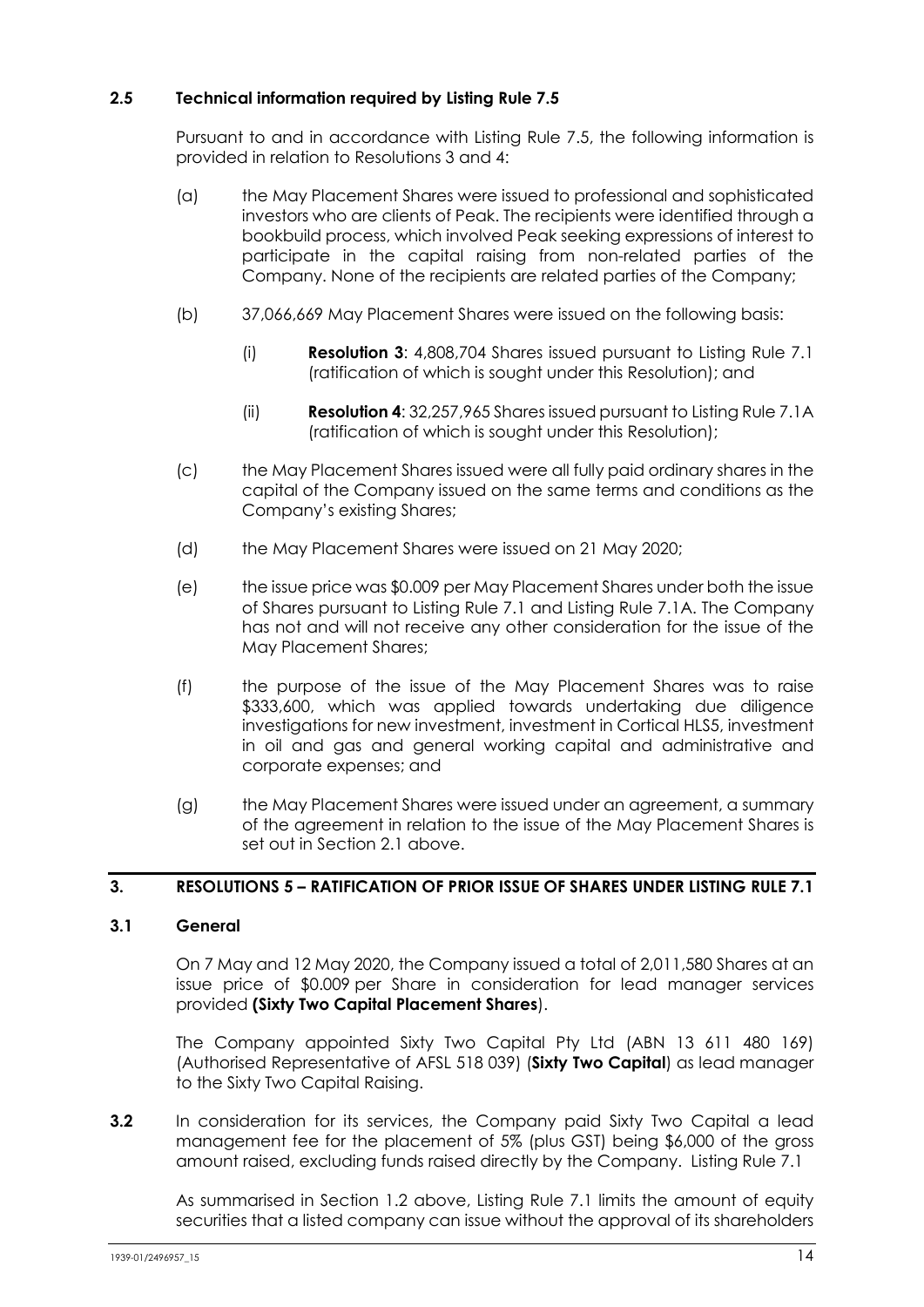### 2.5 Technical information required by Listing Rule 7.5

Pursuant to and in accordance with Listing Rule 7.5, the following information is provided in relation to Resolutions 3 and 4:

(a) the May Placement Shares were issued to professional and sophisticated investors who are clients of Peak. The recipients were identified through a bookbuild process, which involved Peak seeking expressions of interest to participate in the capital raising from non-related parties of the Company. None of the recipients are related parties of the Company;

(b) 37,066,669 May Placement Shares were issued on the following basis:

(i) **Resolution 3**: 4,808,704 Shares issued pursuant to Listing Rule 7.1 (ratification of which is sought under this Resolution); and

(ii) **Resolution 4**: 32,257,965 Shares issued pursuant to Listing Rule 7.1A (ratification of which is sought under this Resolution);

(c) the May Placement Shares issued were all fully paid ordinary shares in the capital of the Company issued on the same terms and conditions as the Company's existing Shares;

(d) the May Placement Shares were issued on 21 May 2020;

(e) the issue price was $0.009 per May Placement Shares under both the issue of Shares pursuant to Listing Rule 7.1 and Listing Rule 7.1A. The Company has not and will not receive any other consideration for the issue of the May Placement Shares;

(f) the purpose of the issue of the May Placement Shares was to raise $333,600, which was applied towards undertaking due diligence investigations for new investment, investment in Cortical HLS5, investment in oil and gas and general working capital and administrative and corporate expenses; and

(g) the May Placement Shares were issued under an agreement, a summary of the agreement in relation to the issue of the May Placement Shares is set out in Section 2.1 above.

## 3. RESOLUTIONS 5 – RATIFICATION OF PRIOR ISSUE OF SHARES UNDER LISTING RULE 7.1

### 3.1 General

On 7 May and 12 May 2020, the Company issued a total of 2,011,580 Shares at an issue price of $0.009 per Share in consideration for lead manager services provided **(Sixty Two Capital Placement Shares**).

The Company appointed Sixty Two Capital Pty Ltd (ABN 13 611 480 169) (Authorised Representative of AFSL 518 039) (**Sixty Two Capital**) as lead manager to the Sixty Two Capital Raising.

**3.2** In consideration for its services, the Company paid Sixty Two Capital a lead management fee for the placement of 5% (plus GST) being $6,000 of the gross amount raised, excluding funds raised directly by the Company. Listing Rule 7.1

As summarised in Section 1.2 above, Listing Rule 7.1 limits the amount of equity securities that a listed company can issue without the approval of its shareholders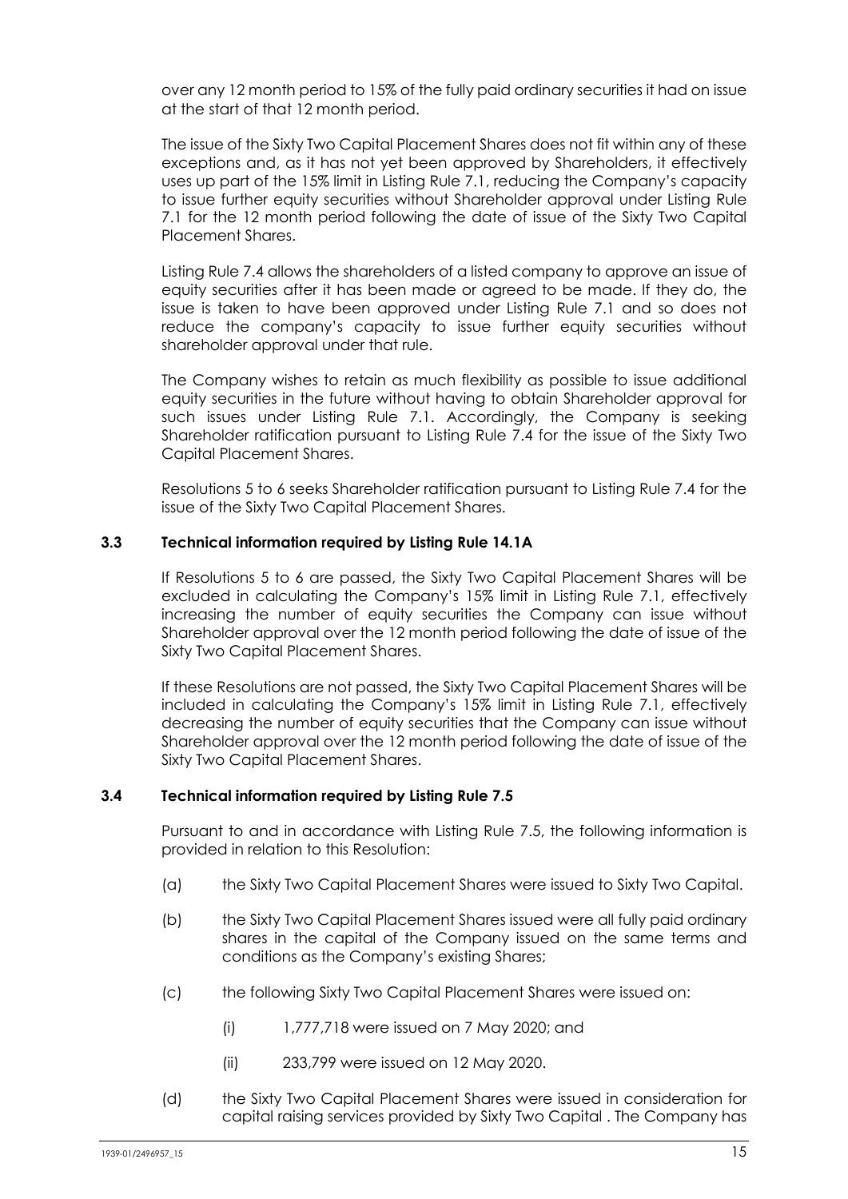over any 12 month period to 15% of the fully paid ordinary securities it had on issue at the start of that 12 month period.

The issue of the Sixty Two Capital Placement Shares does not fit within any of these exceptions and, as it has not yet been approved by Shareholders, it effectively uses up part of the 15% limit in Listing Rule 7.1, reducing the Company's capacity to issue further equity securities without Shareholder approval under Listing Rule 7.1 for the 12 month period following the date of issue of the Sixty Two Capital Placement Shares.

Listing Rule 7.4 allows the shareholders of a listed company to approve an issue of equity securities after it has been made or agreed to be made. If they do, the issue is taken to have been approved under Listing Rule 7.1 and so does not reduce the company's capacity to issue further equity securities without shareholder approval under that rule.

The Company wishes to retain as much flexibility as possible to issue additional equity securities in the future without having to obtain Shareholder approval for such issues under Listing Rule 7.1. Accordingly, the Company is seeking Shareholder ratification pursuant to Listing Rule 7.4 for the issue of the Sixty Two Capital Placement Shares.

Resolutions 5 to 6 seeks Shareholder ratification pursuant to Listing Rule 7.4 for the issue of the Sixty Two Capital Placement Shares.

### 3.3 Technical information required by Listing Rule 14.1A

If Resolutions 5 to 6 are passed, the Sixty Two Capital Placement Shares will be excluded in calculating the Company's 15% limit in Listing Rule 7.1, effectively increasing the number of equity securities the Company can issue without Shareholder approval over the 12 month period following the date of issue of the Sixty Two Capital Placement Shares.

If these Resolutions are not passed, the Sixty Two Capital Placement Shares will be included in calculating the Company's 15% limit in Listing Rule 7.1, effectively decreasing the number of equity securities that the Company can issue without Shareholder approval over the 12 month period following the date of issue of the Sixty Two Capital Placement Shares.

### 3.4 Technical information required by Listing Rule 7.5

Pursuant to and in accordance with Listing Rule 7.5, the following information is provided in relation to this Resolution:

(a) the Sixty Two Capital Placement Shares were issued to Sixty Two Capital.

(b) the Sixty Two Capital Placement Shares issued were all fully paid ordinary shares in the capital of the Company issued on the same terms and conditions as the Company's existing Shares;

(c) the following Sixty Two Capital Placement Shares were issued on:

  (i) 1,777,718 were issued on 7 May 2020; and

  (ii) 233,799 were issued on 12 May 2020.

(d) the Sixty Two Capital Placement Shares were issued in consideration for capital raising services provided by Sixty Two Capital . The Company has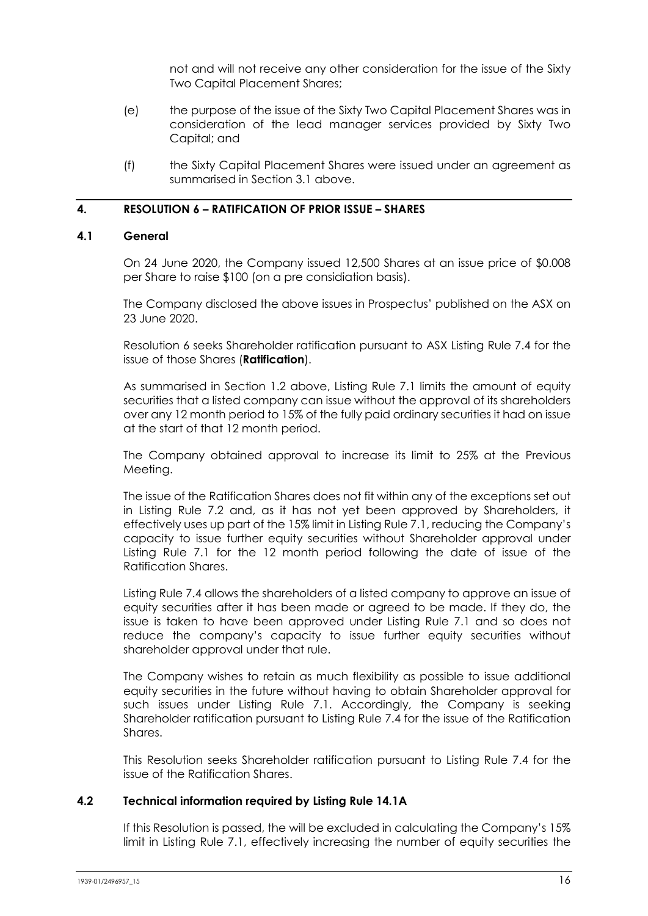not and will not receive any other consideration for the issue of the Sixty Two Capital Placement Shares;

(e) the purpose of the issue of the Sixty Two Capital Placement Shares was in consideration of the lead manager services provided by Sixty Two Capital; and

(f) the Sixty Capital Placement Shares were issued under an agreement as summarised in Section 3.1 above.

## 4. RESOLUTION 6 – RATIFICATION OF PRIOR ISSUE – SHARES

### 4.1 General

On 24 June 2020, the Company issued 12,500 Shares at an issue price of $0.008 per Share to raise $100 (on a pre considiation basis).

The Company disclosed the above issues in Prospectus' published on the ASX on 23 June 2020.

Resolution 6 seeks Shareholder ratification pursuant to ASX Listing Rule 7.4 for the issue of those Shares (**Ratification**).

As summarised in Section 1.2 above, Listing Rule 7.1 limits the amount of equity securities that a listed company can issue without the approval of its shareholders over any 12 month period to 15% of the fully paid ordinary securities it had on issue at the start of that 12 month period.

The Company obtained approval to increase its limit to 25% at the Previous Meeting.

The issue of the Ratification Shares does not fit within any of the exceptions set out in Listing Rule 7.2 and, as it has not yet been approved by Shareholders, it effectively uses up part of the 15% limit in Listing Rule 7.1, reducing the Company's capacity to issue further equity securities without Shareholder approval under Listing Rule 7.1 for the 12 month period following the date of issue of the Ratification Shares.

Listing Rule 7.4 allows the shareholders of a listed company to approve an issue of equity securities after it has been made or agreed to be made. If they do, the issue is taken to have been approved under Listing Rule 7.1 and so does not reduce the company's capacity to issue further equity securities without shareholder approval under that rule.

The Company wishes to retain as much flexibility as possible to issue additional equity securities in the future without having to obtain Shareholder approval for such issues under Listing Rule 7.1. Accordingly, the Company is seeking Shareholder ratification pursuant to Listing Rule 7.4 for the issue of the Ratification Shares.

This Resolution seeks Shareholder ratification pursuant to Listing Rule 7.4 for the issue of the Ratification Shares.

### 4.2 Technical information required by Listing Rule 14.1A

If this Resolution is passed, the will be excluded in calculating the Company's 15% limit in Listing Rule 7.1, effectively increasing the number of equity securities the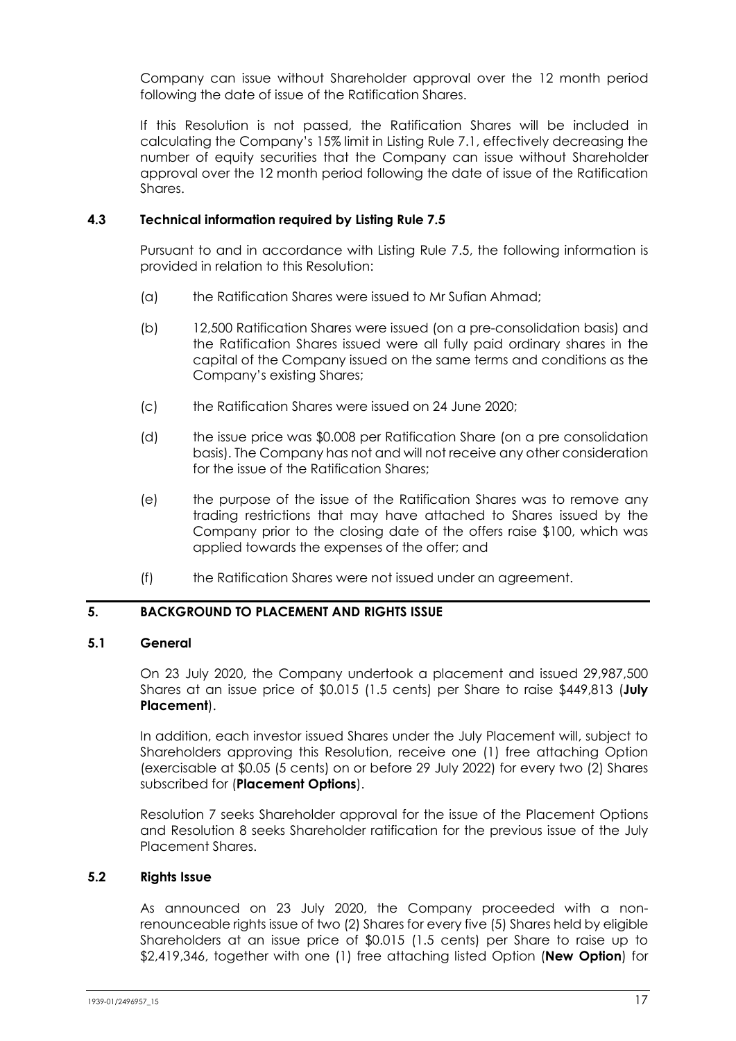Company can issue without Shareholder approval over the 12 month period following the date of issue of the Ratification Shares.

If this Resolution is not passed, the Ratification Shares will be included in calculating the Company's 15% limit in Listing Rule 7.1, effectively decreasing the number of equity securities that the Company can issue without Shareholder approval over the 12 month period following the date of issue of the Ratification Shares.

### 4.3 Technical information required by Listing Rule 7.5

Pursuant to and in accordance with Listing Rule 7.5, the following information is provided in relation to this Resolution:

(a) the Ratification Shares were issued to Mr Sufian Ahmad;

(b) 12,500 Ratification Shares were issued (on a pre-consolidation basis) and the Ratification Shares issued were all fully paid ordinary shares in the capital of the Company issued on the same terms and conditions as the Company's existing Shares;

(c) the Ratification Shares were issued on 24 June 2020;

(d) the issue price was $0.008 per Ratification Share (on a pre consolidation basis). The Company has not and will not receive any other consideration for the issue of the Ratification Shares;

(e) the purpose of the issue of the Ratification Shares was to remove any trading restrictions that may have attached to Shares issued by the Company prior to the closing date of the offers raise $100, which was applied towards the expenses of the offer; and

(f) the Ratification Shares were not issued under an agreement.

## 5. BACKGROUND TO PLACEMENT AND RIGHTS ISSUE

### 5.1 General

On 23 July 2020, the Company undertook a placement and issued 29,987,500 Shares at an issue price of $0.015 (1.5 cents) per Share to raise $449,813 (**July Placement**).

In addition, each investor issued Shares under the July Placement will, subject to Shareholders approving this Resolution, receive one (1) free attaching Option (exercisable at $0.05 (5 cents) on or before 29 July 2022) for every two (2) Shares subscribed for (**Placement Options**).

Resolution 7 seeks Shareholder approval for the issue of the Placement Options and Resolution 8 seeks Shareholder ratification for the previous issue of the July Placement Shares.

### 5.2 Rights Issue

As announced on 23 July 2020, the Company proceeded with a non-renounceable rights issue of two (2) Shares for every five (5) Shares held by eligible Shareholders at an issue price of $0.015 (1.5 cents) per Share to raise up to $2,419,346, together with one (1) free attaching listed Option (**New Option**) for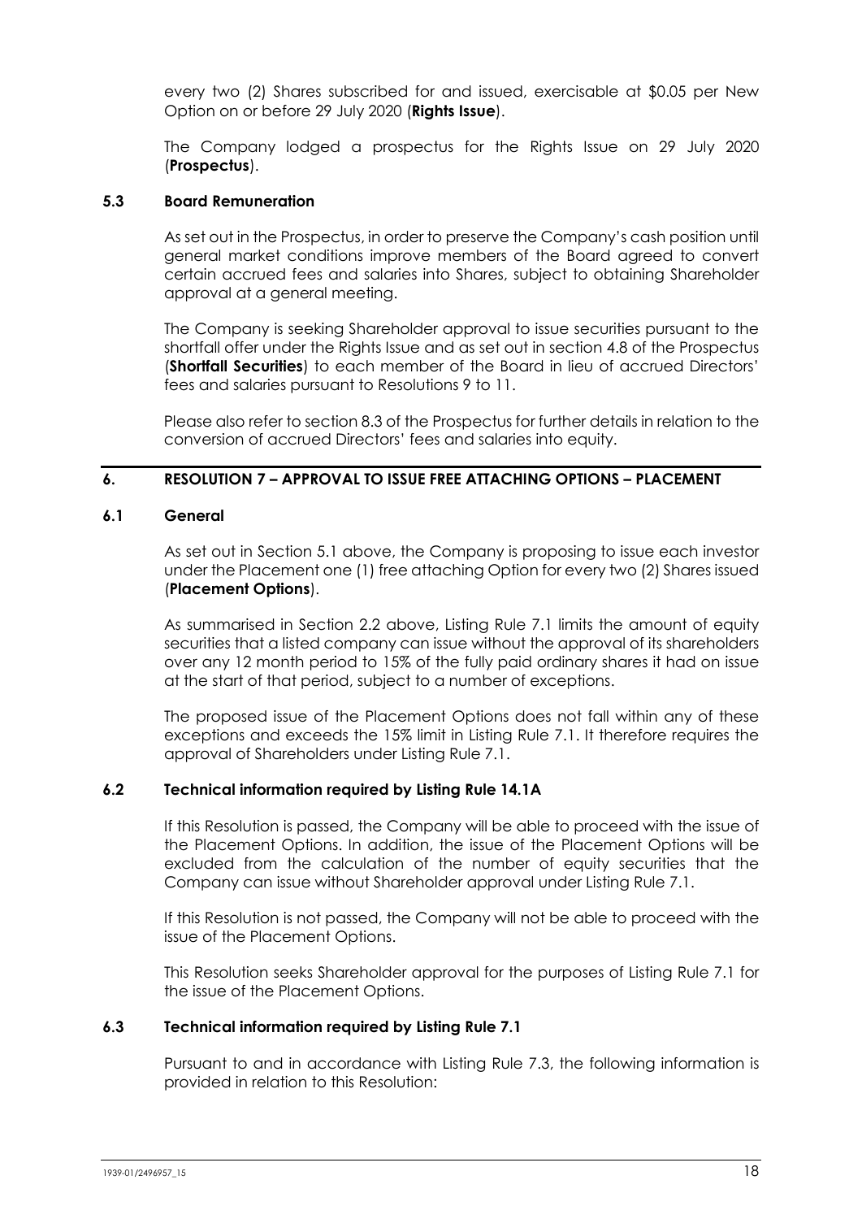every two (2) Shares subscribed for and issued, exercisable at $0.05 per New Option on or before 29 July 2020 (**Rights Issue**).

The Company lodged a prospectus for the Rights Issue on 29 July 2020 (**Prospectus**).

### 5.3 Board Remuneration

As set out in the Prospectus, in order to preserve the Company's cash position until general market conditions improve members of the Board agreed to convert certain accrued fees and salaries into Shares, subject to obtaining Shareholder approval at a general meeting.

The Company is seeking Shareholder approval to issue securities pursuant to the shortfall offer under the Rights Issue and as set out in section 4.8 of the Prospectus (**Shortfall Securities**) to each member of the Board in lieu of accrued Directors' fees and salaries pursuant to Resolutions 9 to 11.

Please also refer to section 8.3 of the Prospectus for further details in relation to the conversion of accrued Directors' fees and salaries into equity.

## 6. RESOLUTION 7 – APPROVAL TO ISSUE FREE ATTACHING OPTIONS – PLACEMENT

### 6.1 General

As set out in Section 5.1 above, the Company is proposing to issue each investor under the Placement one (1) free attaching Option for every two (2) Shares issued (**Placement Options**).

As summarised in Section 2.2 above, Listing Rule 7.1 limits the amount of equity securities that a listed company can issue without the approval of its shareholders over any 12 month period to 15% of the fully paid ordinary shares it had on issue at the start of that period, subject to a number of exceptions.

The proposed issue of the Placement Options does not fall within any of these exceptions and exceeds the 15% limit in Listing Rule 7.1. It therefore requires the approval of Shareholders under Listing Rule 7.1.

### 6.2 Technical information required by Listing Rule 14.1A

If this Resolution is passed, the Company will be able to proceed with the issue of the Placement Options. In addition, the issue of the Placement Options will be excluded from the calculation of the number of equity securities that the Company can issue without Shareholder approval under Listing Rule 7.1.

If this Resolution is not passed, the Company will not be able to proceed with the issue of the Placement Options.

This Resolution seeks Shareholder approval for the purposes of Listing Rule 7.1 for the issue of the Placement Options.

### 6.3 Technical information required by Listing Rule 7.1

Pursuant to and in accordance with Listing Rule 7.3, the following information is provided in relation to this Resolution: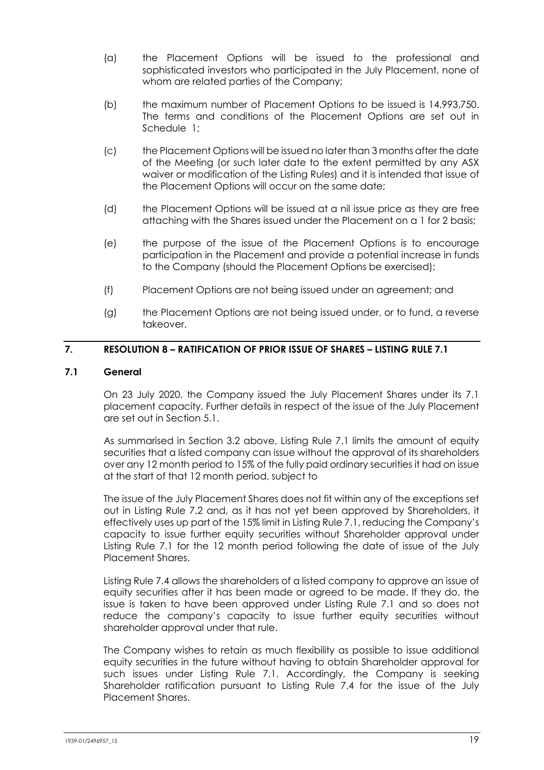(a) the Placement Options will be issued to the professional and sophisticated investors who participated in the July Placement, none of whom are related parties of the Company;

(b) the maximum number of Placement Options to be issued is 14,993,750. The terms and conditions of the Placement Options are set out in Schedule 1;

(c) the Placement Options will be issued no later than 3 months after the date of the Meeting (or such later date to the extent permitted by any ASX waiver or modification of the Listing Rules) and it is intended that issue of the Placement Options will occur on the same date;

(d) the Placement Options will be issued at a nil issue price as they are free attaching with the Shares issued under the Placement on a 1 for 2 basis;

(e) the purpose of the issue of the Placement Options is to encourage participation in the Placement and provide a potential increase in funds to the Company (should the Placement Options be exercised);

(f) Placement Options are not being issued under an agreement; and

(g) the Placement Options are not being issued under, or to fund, a reverse takeover.

## 7. RESOLUTION 8 – RATIFICATION OF PRIOR ISSUE OF SHARES – LISTING RULE 7.1

### 7.1 General

On 23 July 2020, the Company issued the July Placement Shares under its 7.1 placement capacity. Further details in respect of the issue of the July Placement are set out in Section 5.1.

As summarised in Section 3.2 above, Listing Rule 7.1 limits the amount of equity securities that a listed company can issue without the approval of its shareholders over any 12 month period to 15% of the fully paid ordinary securities it had on issue at the start of that 12 month period, subject to

The issue of the July Placement Shares does not fit within any of the exceptions set out in Listing Rule 7.2 and, as it has not yet been approved by Shareholders, it effectively uses up part of the 15% limit in Listing Rule 7.1, reducing the Company's capacity to issue further equity securities without Shareholder approval under Listing Rule 7.1 for the 12 month period following the date of issue of the July Placement Shares.

Listing Rule 7.4 allows the shareholders of a listed company to approve an issue of equity securities after it has been made or agreed to be made. If they do, the issue is taken to have been approved under Listing Rule 7.1 and so does not reduce the company's capacity to issue further equity securities without shareholder approval under that rule.

The Company wishes to retain as much flexibility as possible to issue additional equity securities in the future without having to obtain Shareholder approval for such issues under Listing Rule 7.1. Accordingly, the Company is seeking Shareholder ratification pursuant to Listing Rule 7.4 for the issue of the July Placement Shares.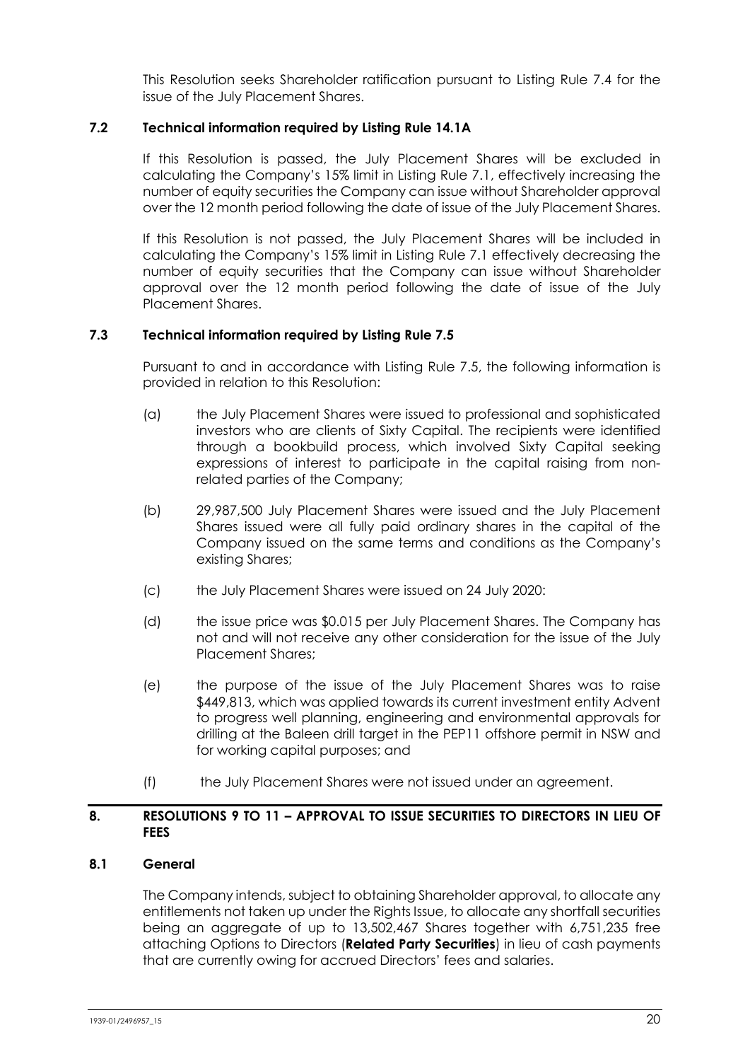This Resolution seeks Shareholder ratification pursuant to Listing Rule 7.4 for the issue of the July Placement Shares.

### 7.2 Technical information required by Listing Rule 14.1A

If this Resolution is passed, the July Placement Shares will be excluded in calculating the Company's 15% limit in Listing Rule 7.1, effectively increasing the number of equity securities the Company can issue without Shareholder approval over the 12 month period following the date of issue of the July Placement Shares.

If this Resolution is not passed, the July Placement Shares will be included in calculating the Company's 15% limit in Listing Rule 7.1 effectively decreasing the number of equity securities that the Company can issue without Shareholder approval over the 12 month period following the date of issue of the July Placement Shares.

### 7.3 Technical information required by Listing Rule 7.5

Pursuant to and in accordance with Listing Rule 7.5, the following information is provided in relation to this Resolution:

(a) the July Placement Shares were issued to professional and sophisticated investors who are clients of Sixty Capital. The recipients were identified through a bookbuild process, which involved Sixty Capital seeking expressions of interest to participate in the capital raising from non-related parties of the Company;

(b) 29,987,500 July Placement Shares were issued and the July Placement Shares issued were all fully paid ordinary shares in the capital of the Company issued on the same terms and conditions as the Company's existing Shares;

(c) the July Placement Shares were issued on 24 July 2020:

(d) the issue price was $0.015 per July Placement Shares. The Company has not and will not receive any other consideration for the issue of the July Placement Shares;

(e) the purpose of the issue of the July Placement Shares was to raise $449,813, which was applied towards its current investment entity Advent to progress well planning, engineering and environmental approvals for drilling at the Baleen drill target in the PEP11 offshore permit in NSW and for working capital purposes; and

(f) the July Placement Shares were not issued under an agreement.

## 8. RESOLUTIONS 9 TO 11 – APPROVAL TO ISSUE SECURITIES TO DIRECTORS IN LIEU OF FEES

### 8.1 General

The Company intends, subject to obtaining Shareholder approval, to allocate any entitlements not taken up under the Rights Issue, to allocate any shortfall securities being an aggregate of up to 13,502,467 Shares together with 6,751,235 free attaching Options to Directors (**Related Party Securities**) in lieu of cash payments that are currently owing for accrued Directors' fees and salaries.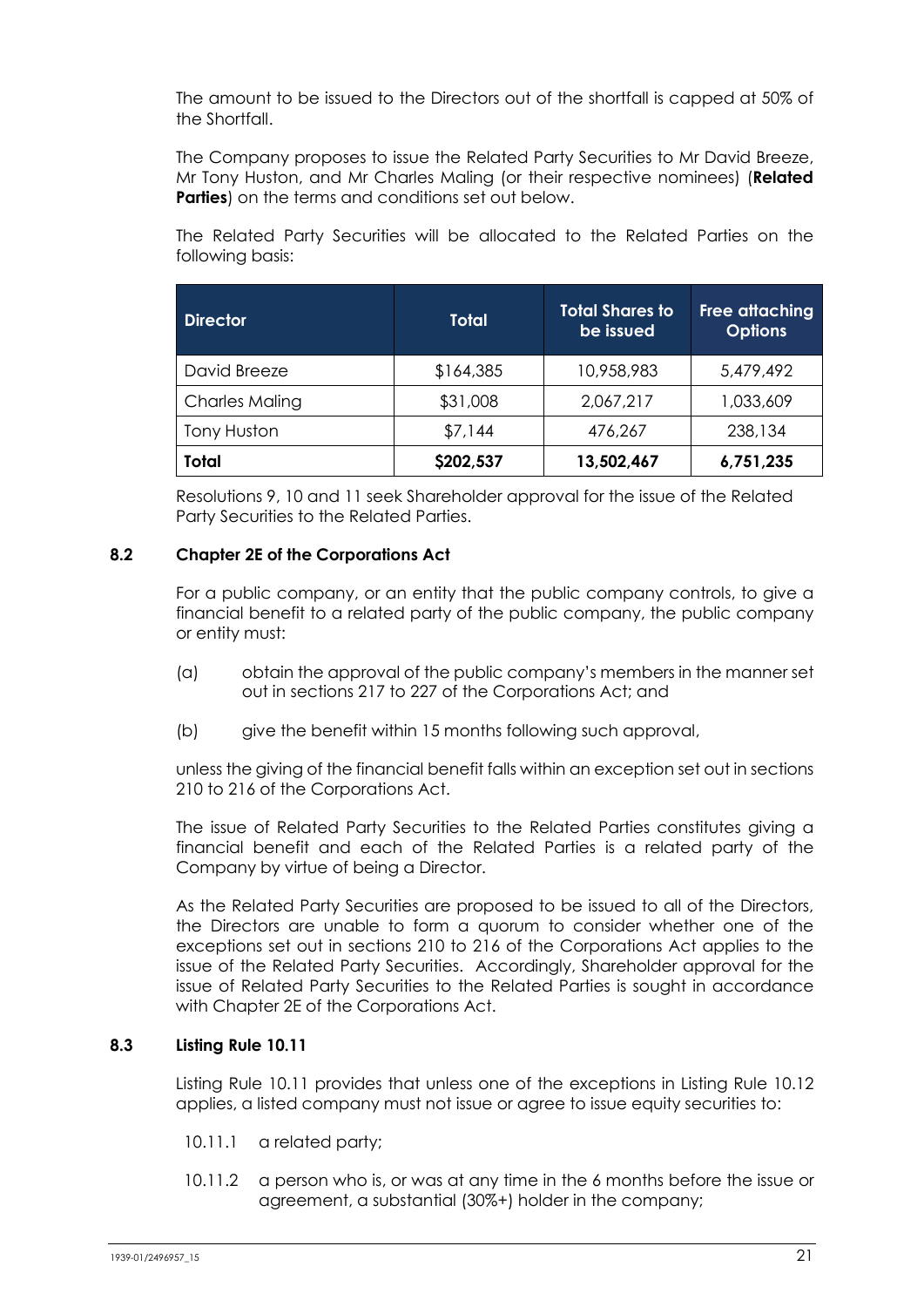The amount to be issued to the Directors out of the shortfall is capped at 50% of the Shortfall.

The Company proposes to issue the Related Party Securities to Mr David Breeze, Mr Tony Huston, and Mr Charles Maling (or their respective nominees) (**Related Parties**) on the terms and conditions set out below.

The Related Party Securities will be allocated to the Related Parties on the following basis:

| Director | Total | Total Shares to be issued | Free attaching Options |
|---|---|---|---|
| David Breeze | $164,385 | 10,958,983 | 5,479,492 |
| Charles Maling | $31,008 | 2,067,217 | 1,033,609 |
| Tony Huston | $7,144 | 476,267 | 238,134 |
| **Total** | **$202,537** | **13,502,467** | **6,751,235** |

Resolutions 9, 10 and 11 seek Shareholder approval for the issue of the Related Party Securities to the Related Parties.

### 8.2 Chapter 2E of the Corporations Act

For a public company, or an entity that the public company controls, to give a financial benefit to a related party of the public company, the public company or entity must:

(a) obtain the approval of the public company's members in the manner set out in sections 217 to 227 of the Corporations Act; and

(b) give the benefit within 15 months following such approval,

unless the giving of the financial benefit falls within an exception set out in sections 210 to 216 of the Corporations Act.

The issue of Related Party Securities to the Related Parties constitutes giving a financial benefit and each of the Related Parties is a related party of the Company by virtue of being a Director.

As the Related Party Securities are proposed to be issued to all of the Directors, the Directors are unable to form a quorum to consider whether one of the exceptions set out in sections 210 to 216 of the Corporations Act applies to the issue of the Related Party Securities. Accordingly, Shareholder approval for the issue of Related Party Securities to the Related Parties is sought in accordance with Chapter 2E of the Corporations Act.

### 8.3 Listing Rule 10.11

Listing Rule 10.11 provides that unless one of the exceptions in Listing Rule 10.12 applies, a listed company must not issue or agree to issue equity securities to:

10.11.1 a related party;

10.11.2 a person who is, or was at any time in the 6 months before the issue or agreement, a substantial (30%+) holder in the company;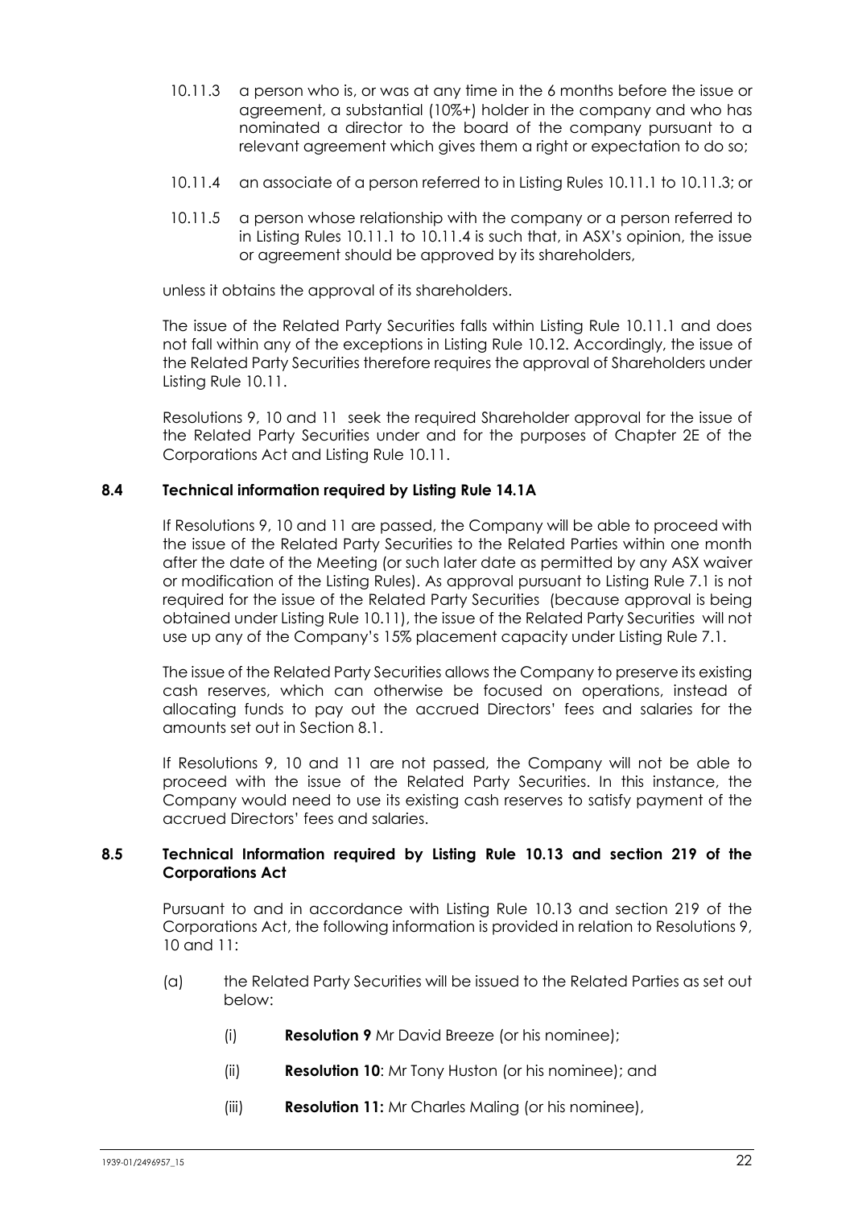10.11.3 a person who is, or was at any time in the 6 months before the issue or agreement, a substantial (10%+) holder in the company and who has nominated a director to the board of the company pursuant to a relevant agreement which gives them a right or expectation to do so;

10.11.4 an associate of a person referred to in Listing Rules 10.11.1 to 10.11.3; or

10.11.5 a person whose relationship with the company or a person referred to in Listing Rules 10.11.1 to 10.11.4 is such that, in ASX's opinion, the issue or agreement should be approved by its shareholders,

unless it obtains the approval of its shareholders.

The issue of the Related Party Securities falls within Listing Rule 10.11.1 and does not fall within any of the exceptions in Listing Rule 10.12. Accordingly, the issue of the Related Party Securities therefore requires the approval of Shareholders under Listing Rule 10.11.

Resolutions 9, 10 and 11 seek the required Shareholder approval for the issue of the Related Party Securities under and for the purposes of Chapter 2E of the Corporations Act and Listing Rule 10.11.

### 8.4 Technical information required by Listing Rule 14.1A

If Resolutions 9, 10 and 11 are passed, the Company will be able to proceed with the issue of the Related Party Securities to the Related Parties within one month after the date of the Meeting (or such later date as permitted by any ASX waiver or modification of the Listing Rules). As approval pursuant to Listing Rule 7.1 is not required for the issue of the Related Party Securities (because approval is being obtained under Listing Rule 10.11), the issue of the Related Party Securities will not use up any of the Company's 15% placement capacity under Listing Rule 7.1.

The issue of the Related Party Securities allows the Company to preserve its existing cash reserves, which can otherwise be focused on operations, instead of allocating funds to pay out the accrued Directors' fees and salaries for the amounts set out in Section 8.1.

If Resolutions 9, 10 and 11 are not passed, the Company will not be able to proceed with the issue of the Related Party Securities. In this instance, the Company would need to use its existing cash reserves to satisfy payment of the accrued Directors' fees and salaries.

### 8.5 Technical Information required by Listing Rule 10.13 and section 219 of the Corporations Act

Pursuant to and in accordance with Listing Rule 10.13 and section 219 of the Corporations Act, the following information is provided in relation to Resolutions 9, 10 and 11:

(a) the Related Party Securities will be issued to the Related Parties as set out below:

(i) **Resolution 9** Mr David Breeze (or his nominee);

(ii) **Resolution 10**: Mr Tony Huston (or his nominee); and

(iii) **Resolution 11:** Mr Charles Maling (or his nominee),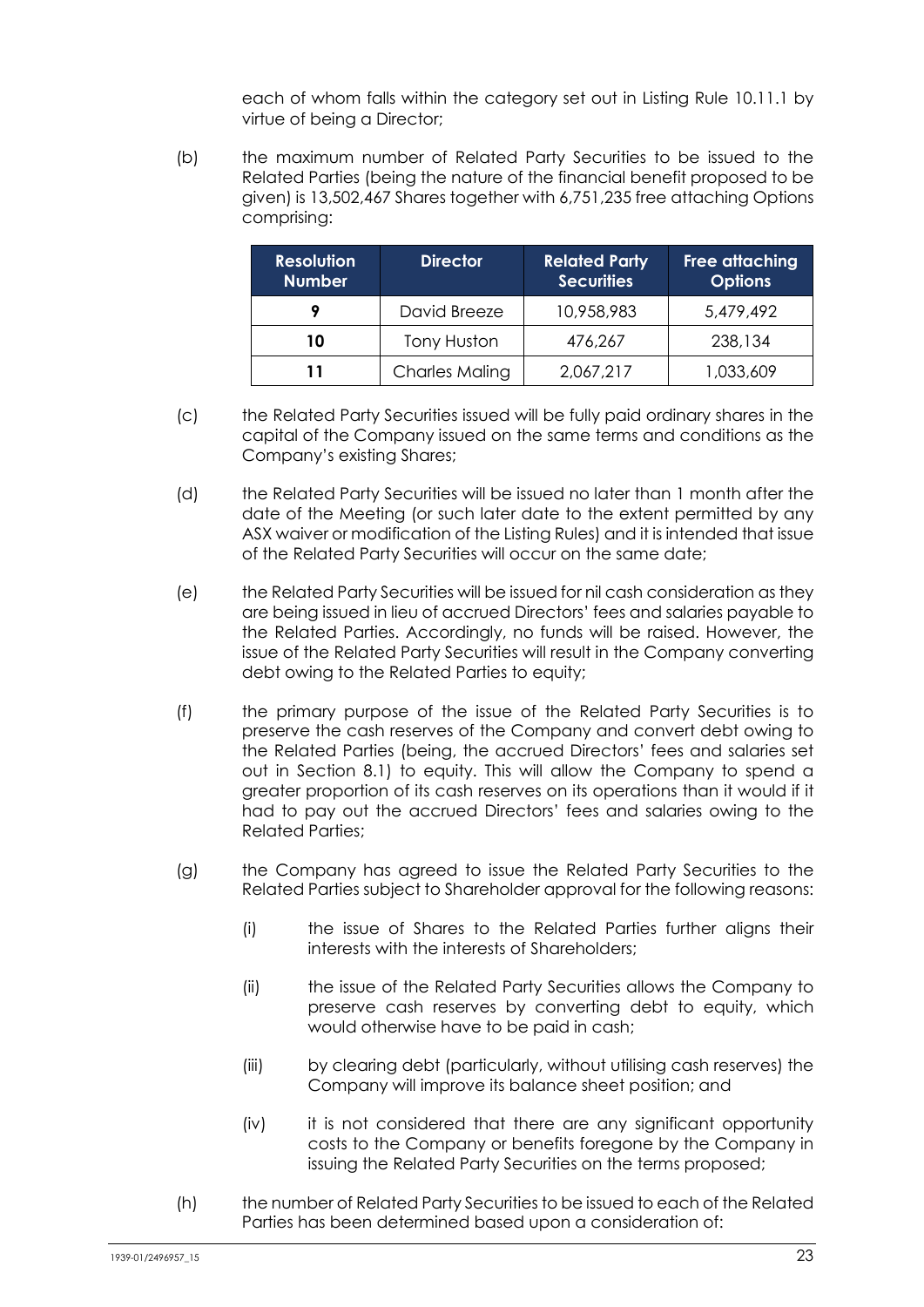each of whom falls within the category set out in Listing Rule 10.11.1 by virtue of being a Director;

(b) the maximum number of Related Party Securities to be issued to the Related Parties (being the nature of the financial benefit proposed to be given) is 13,502,467 Shares together with 6,751,235 free attaching Options comprising:

| Resolution Number | Director | Related Party Securities | Free attaching Options |
|---|---|---|---|
| 9 | David Breeze | 10,958,983 | 5,479,492 |
| 10 | Tony Huston | 476,267 | 238,134 |
| 11 | Charles Maling | 2,067,217 | 1,033,609 |

(c) the Related Party Securities issued will be fully paid ordinary shares in the capital of the Company issued on the same terms and conditions as the Company's existing Shares;

(d) the Related Party Securities will be issued no later than 1 month after the date of the Meeting (or such later date to the extent permitted by any ASX waiver or modification of the Listing Rules) and it is intended that issue of the Related Party Securities will occur on the same date;

(e) the Related Party Securities will be issued for nil cash consideration as they are being issued in lieu of accrued Directors' fees and salaries payable to the Related Parties. Accordingly, no funds will be raised. However, the issue of the Related Party Securities will result in the Company converting debt owing to the Related Parties to equity;

(f) the primary purpose of the issue of the Related Party Securities is to preserve the cash reserves of the Company and convert debt owing to the Related Parties (being, the accrued Directors' fees and salaries set out in Section 8.1) to equity. This will allow the Company to spend a greater proportion of its cash reserves on its operations than it would if it had to pay out the accrued Directors' fees and salaries owing to the Related Parties;

(g) the Company has agreed to issue the Related Party Securities to the Related Parties subject to Shareholder approval for the following reasons:

  (i) the issue of Shares to the Related Parties further aligns their interests with the interests of Shareholders;

  (ii) the issue of the Related Party Securities allows the Company to preserve cash reserves by converting debt to equity, which would otherwise have to be paid in cash;

  (iii) by clearing debt (particularly, without utilising cash reserves) the Company will improve its balance sheet position; and

  (iv) it is not considered that there are any significant opportunity costs to the Company or benefits foregone by the Company in issuing the Related Party Securities on the terms proposed;

(h) the number of Related Party Securities to be issued to each of the Related Parties has been determined based upon a consideration of: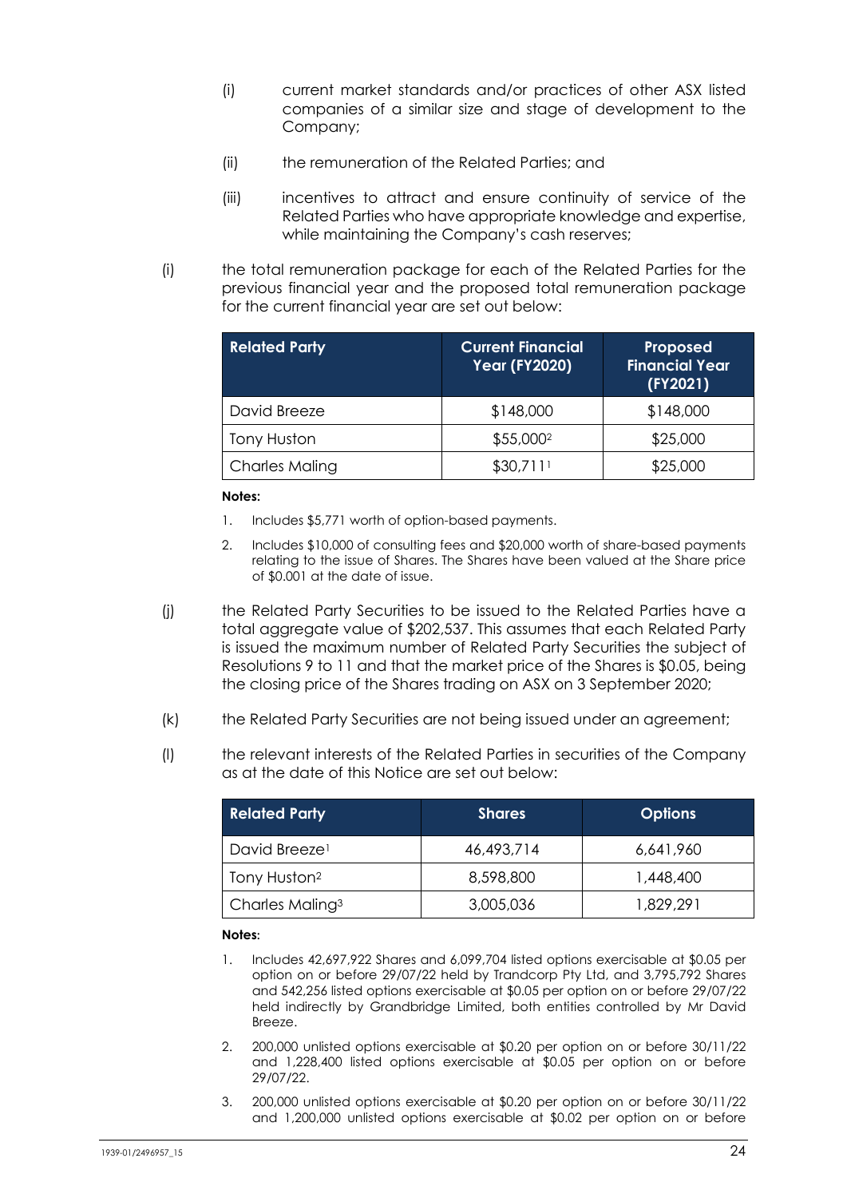(i) current market standards and/or practices of other ASX listed companies of a similar size and stage of development to the Company;

(ii) the remuneration of the Related Parties; and

(iii) incentives to attract and ensure continuity of service of the Related Parties who have appropriate knowledge and expertise, while maintaining the Company's cash reserves;

(i) the total remuneration package for each of the Related Parties for the previous financial year and the proposed total remuneration package for the current financial year are set out below:

| Related Party | Current Financial Year (FY2020) | Proposed Financial Year (FY2021) |
|---|---|---|
| David Breeze | $148,000 | $148,000 |
| Tony Huston | $55,000[2] | $25,000 |
| Charles Maling | $30,711[1] | $25,000 |

**Notes:**

1. Includes $5,771 worth of option-based payments.
2. Includes $10,000 of consulting fees and $20,000 worth of share-based payments relating to the issue of Shares. The Shares have been valued at the Share price of $0.001 at the date of issue.

(j) the Related Party Securities to be issued to the Related Parties have a total aggregate value of $202,537. This assumes that each Related Party is issued the maximum number of Related Party Securities the subject of Resolutions 9 to 11 and that the market price of the Shares is $0.05, being the closing price of the Shares trading on ASX on 3 September 2020;

(k) the Related Party Securities are not being issued under an agreement;

(l) the relevant interests of the Related Parties in securities of the Company as at the date of this Notice are set out below:

| Related Party | Shares | Options |
|---|---|---|
| David Breeze[1] | 46,493,714 | 6,641,960 |
| Tony Huston[2] | 8,598,800 | 1,448,400 |
| Charles Maling[3] | 3,005,036 | 1,829,291 |

**Notes:**

1. Includes 42,697,922 Shares and 6,099,704 listed options exercisable at $0.05 per option on or before 29/07/22 held by Trandcorp Pty Ltd, and 3,795,792 Shares and 542,256 listed options exercisable at $0.05 per option on or before 29/07/22 held indirectly by Grandbridge Limited, both entities controlled by Mr David Breeze.
2. 200,000 unlisted options exercisable at $0.20 per option on or before 30/11/22 and 1,228,400 listed options exercisable at $0.05 per option on or before 29/07/22.
3. 200,000 unlisted options exercisable at $0.20 per option on or before 30/11/22 and 1,200,000 unlisted options exercisable at $0.02 per option on or before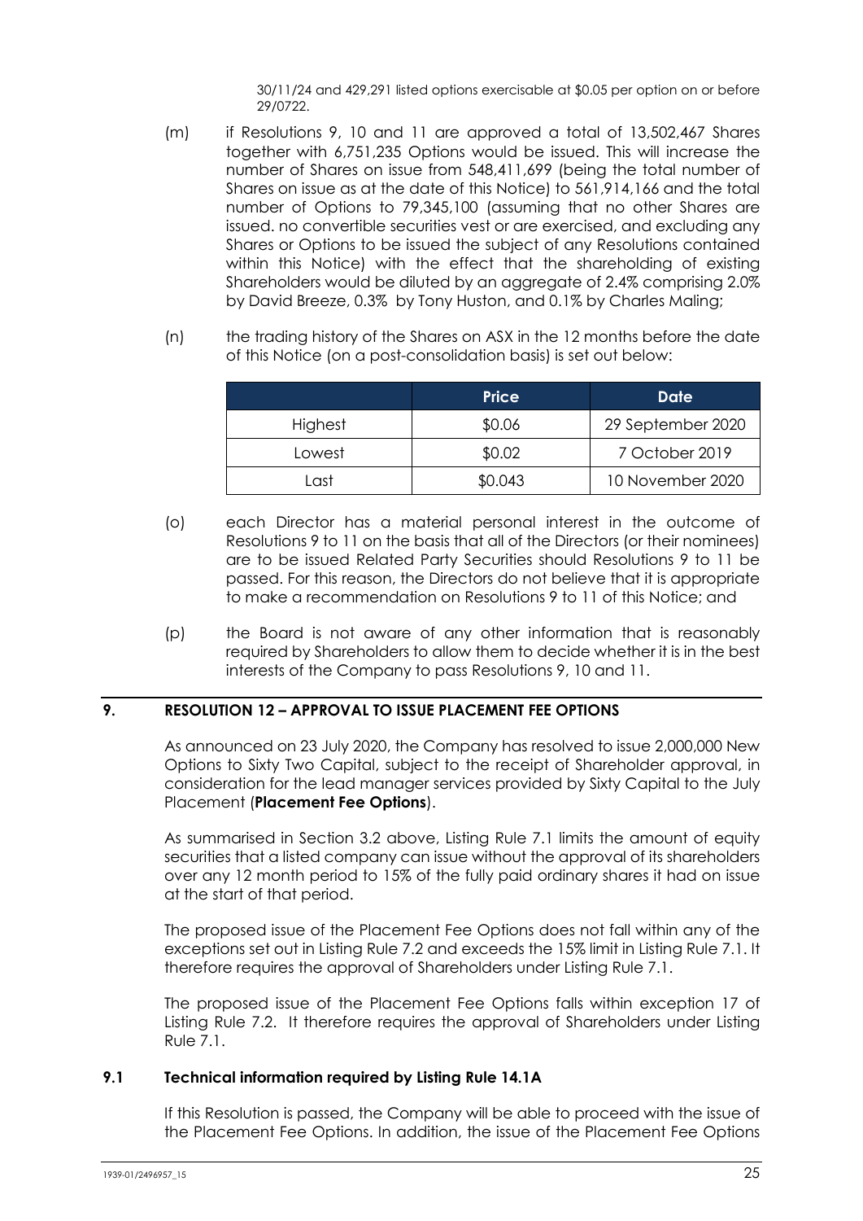30/11/24 and 429,291 listed options exercisable at $0.05 per option on or before 29/0722.

(m) if Resolutions 9, 10 and 11 are approved a total of 13,502,467 Shares together with 6,751,235 Options would be issued. This will increase the number of Shares on issue from 548,411,699 (being the total number of Shares on issue as at the date of this Notice) to 561,914,166 and the total number of Options to 79,345,100 (assuming that no other Shares are issued. no convertible securities vest or are exercised, and excluding any Shares or Options to be issued the subject of any Resolutions contained within this Notice) with the effect that the shareholding of existing Shareholders would be diluted by an aggregate of 2.4% comprising 2.0% by David Breeze, 0.3% by Tony Huston, and 0.1% by Charles Maling;

(n) the trading history of the Shares on ASX in the 12 months before the date of this Notice (on a post-consolidation basis) is set out below:

| | Price | Date |
|---|---|---|
| Highest | $0.06 | 29 September 2020 |
| Lowest | $0.02 | 7 October 2019 |
| Last | $0.043 | 10 November 2020 |

(o) each Director has a material personal interest in the outcome of Resolutions 9 to 11 on the basis that all of the Directors (or their nominees) are to be issued Related Party Securities should Resolutions 9 to 11 be passed. For this reason, the Directors do not believe that it is appropriate to make a recommendation on Resolutions 9 to 11 of this Notice; and

(p) the Board is not aware of any other information that is reasonably required by Shareholders to allow them to decide whether it is in the best interests of the Company to pass Resolutions 9, 10 and 11.

## 9. RESOLUTION 12 – APPROVAL TO ISSUE PLACEMENT FEE OPTIONS

As announced on 23 July 2020, the Company has resolved to issue 2,000,000 New Options to Sixty Two Capital, subject to the receipt of Shareholder approval, in consideration for the lead manager services provided by Sixty Capital to the July Placement (**Placement Fee Options**).

As summarised in Section 3.2 above, Listing Rule 7.1 limits the amount of equity securities that a listed company can issue without the approval of its shareholders over any 12 month period to 15% of the fully paid ordinary shares it had on issue at the start of that period.

The proposed issue of the Placement Fee Options does not fall within any of the exceptions set out in Listing Rule 7.2 and exceeds the 15% limit in Listing Rule 7.1. It therefore requires the approval of Shareholders under Listing Rule 7.1.

The proposed issue of the Placement Fee Options falls within exception 17 of Listing Rule 7.2. It therefore requires the approval of Shareholders under Listing Rule 7.1.

### 9.1 Technical information required by Listing Rule 14.1A

If this Resolution is passed, the Company will be able to proceed with the issue of the Placement Fee Options. In addition, the issue of the Placement Fee Options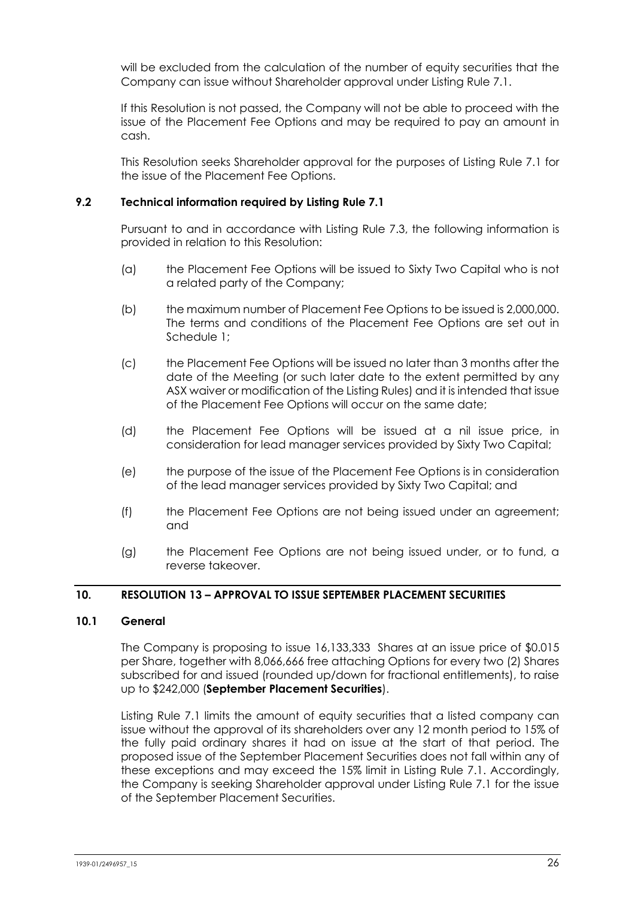will be excluded from the calculation of the number of equity securities that the Company can issue without Shareholder approval under Listing Rule 7.1.

If this Resolution is not passed, the Company will not be able to proceed with the issue of the Placement Fee Options and may be required to pay an amount in cash.

This Resolution seeks Shareholder approval for the purposes of Listing Rule 7.1 for the issue of the Placement Fee Options.

### 9.2 Technical information required by Listing Rule 7.1

Pursuant to and in accordance with Listing Rule 7.3, the following information is provided in relation to this Resolution:

(a) the Placement Fee Options will be issued to Sixty Two Capital who is not a related party of the Company;

(b) the maximum number of Placement Fee Options to be issued is 2,000,000. The terms and conditions of the Placement Fee Options are set out in Schedule 1;

(c) the Placement Fee Options will be issued no later than 3 months after the date of the Meeting (or such later date to the extent permitted by any ASX waiver or modification of the Listing Rules) and it is intended that issue of the Placement Fee Options will occur on the same date;

(d) the Placement Fee Options will be issued at a nil issue price, in consideration for lead manager services provided by Sixty Two Capital;

(e) the purpose of the issue of the Placement Fee Options is in consideration of the lead manager services provided by Sixty Two Capital; and

(f) the Placement Fee Options are not being issued under an agreement; and

(g) the Placement Fee Options are not being issued under, or to fund, a reverse takeover.

## 10. RESOLUTION 13 – APPROVAL TO ISSUE SEPTEMBER PLACEMENT SECURITIES

### 10.1 General

The Company is proposing to issue 16,133,333 Shares at an issue price of $0.015 per Share, together with 8,066,666 free attaching Options for every two (2) Shares subscribed for and issued (rounded up/down for fractional entitlements), to raise up to $242,000 (**September Placement Securities**).

Listing Rule 7.1 limits the amount of equity securities that a listed company can issue without the approval of its shareholders over any 12 month period to 15% of the fully paid ordinary shares it had on issue at the start of that period. The proposed issue of the September Placement Securities does not fall within any of these exceptions and may exceed the 15% limit in Listing Rule 7.1. Accordingly, the Company is seeking Shareholder approval under Listing Rule 7.1 for the issue of the September Placement Securities.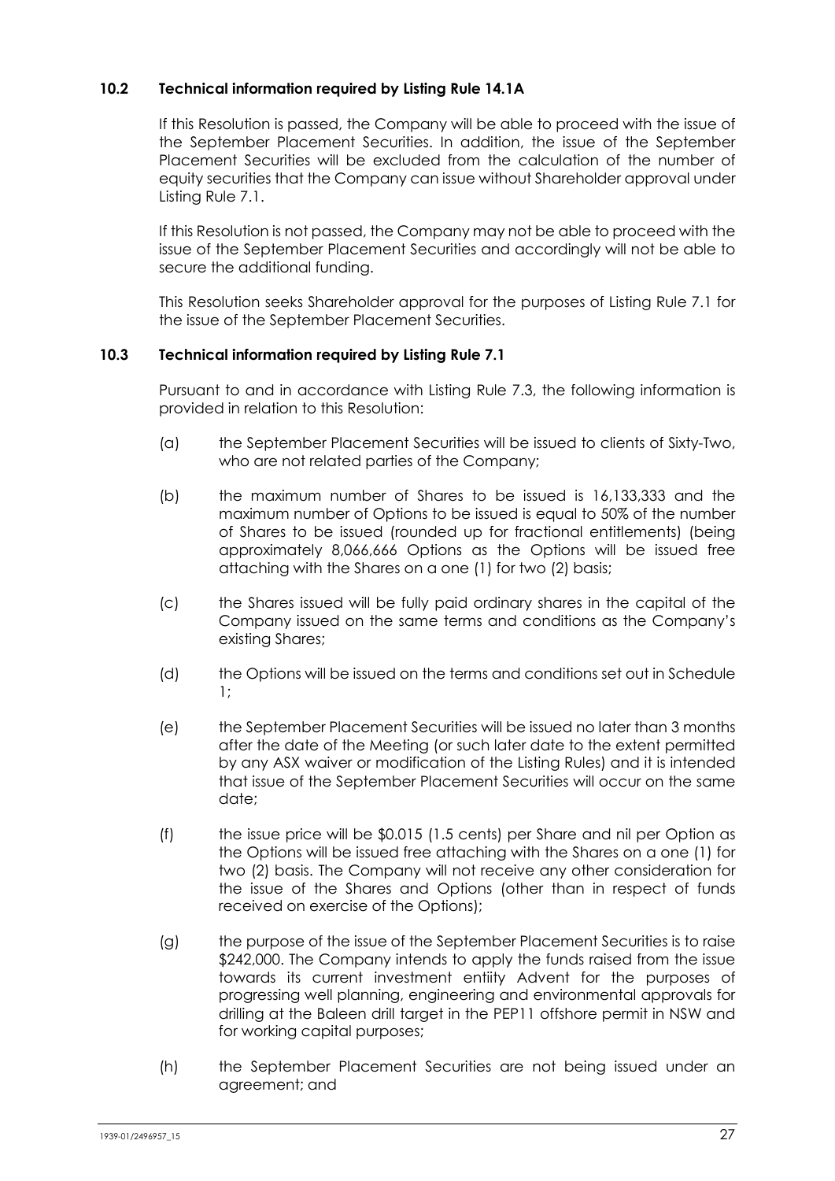### 10.2 Technical information required by Listing Rule 14.1A

If this Resolution is passed, the Company will be able to proceed with the issue of the September Placement Securities. In addition, the issue of the September Placement Securities will be excluded from the calculation of the number of equity securities that the Company can issue without Shareholder approval under Listing Rule 7.1.

If this Resolution is not passed, the Company may not be able to proceed with the issue of the September Placement Securities and accordingly will not be able to secure the additional funding.

This Resolution seeks Shareholder approval for the purposes of Listing Rule 7.1 for the issue of the September Placement Securities.

### 10.3 Technical information required by Listing Rule 7.1

Pursuant to and in accordance with Listing Rule 7.3, the following information is provided in relation to this Resolution:

(a) the September Placement Securities will be issued to clients of Sixty-Two, who are not related parties of the Company;

(b) the maximum number of Shares to be issued is 16,133,333 and the maximum number of Options to be issued is equal to 50% of the number of Shares to be issued (rounded up for fractional entitlements) (being approximately 8,066,666 Options as the Options will be issued free attaching with the Shares on a one (1) for two (2) basis;

(c) the Shares issued will be fully paid ordinary shares in the capital of the Company issued on the same terms and conditions as the Company's existing Shares;

(d) the Options will be issued on the terms and conditions set out in Schedule 1;

(e) the September Placement Securities will be issued no later than 3 months after the date of the Meeting (or such later date to the extent permitted by any ASX waiver or modification of the Listing Rules) and it is intended that issue of the September Placement Securities will occur on the same date;

(f) the issue price will be $0.015 (1.5 cents) per Share and nil per Option as the Options will be issued free attaching with the Shares on a one (1) for two (2) basis. The Company will not receive any other consideration for the issue of the Shares and Options (other than in respect of funds received on exercise of the Options);

(g) the purpose of the issue of the September Placement Securities is to raise $242,000. The Company intends to apply the funds raised from the issue towards its current investment entiity Advent for the purposes of progressing well planning, engineering and environmental approvals for drilling at the Baleen drill target in the PEP11 offshore permit in NSW and for working capital purposes;

(h) the September Placement Securities are not being issued under an agreement; and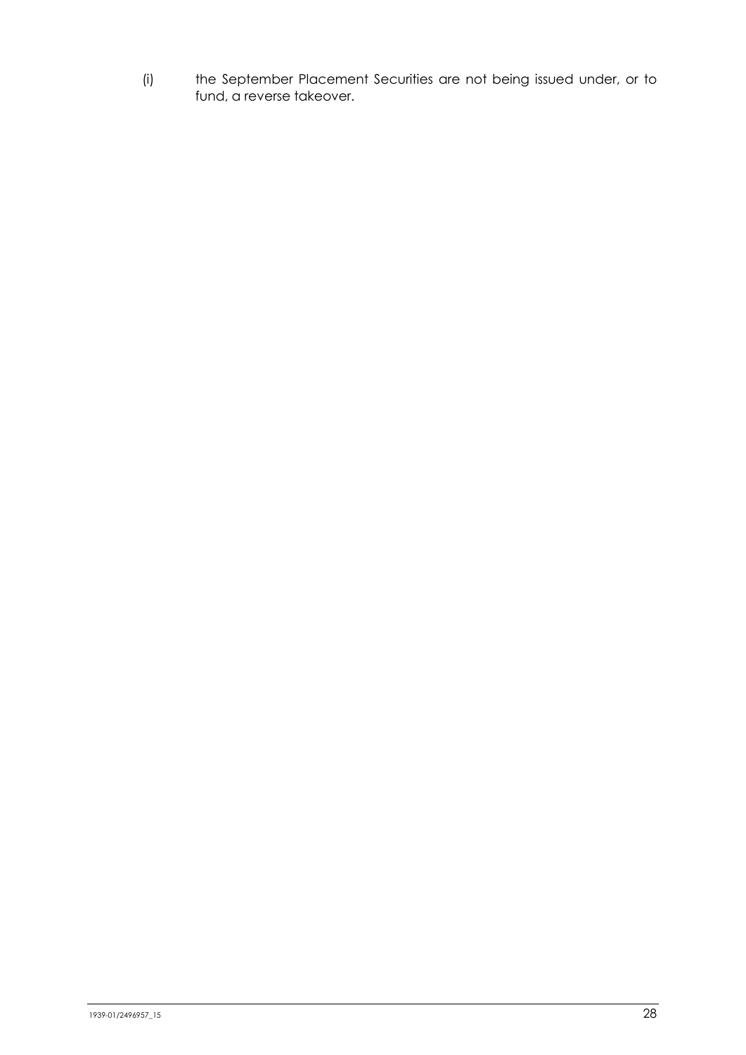(i) the September Placement Securities are not being issued under, or to fund, a reverse takeover.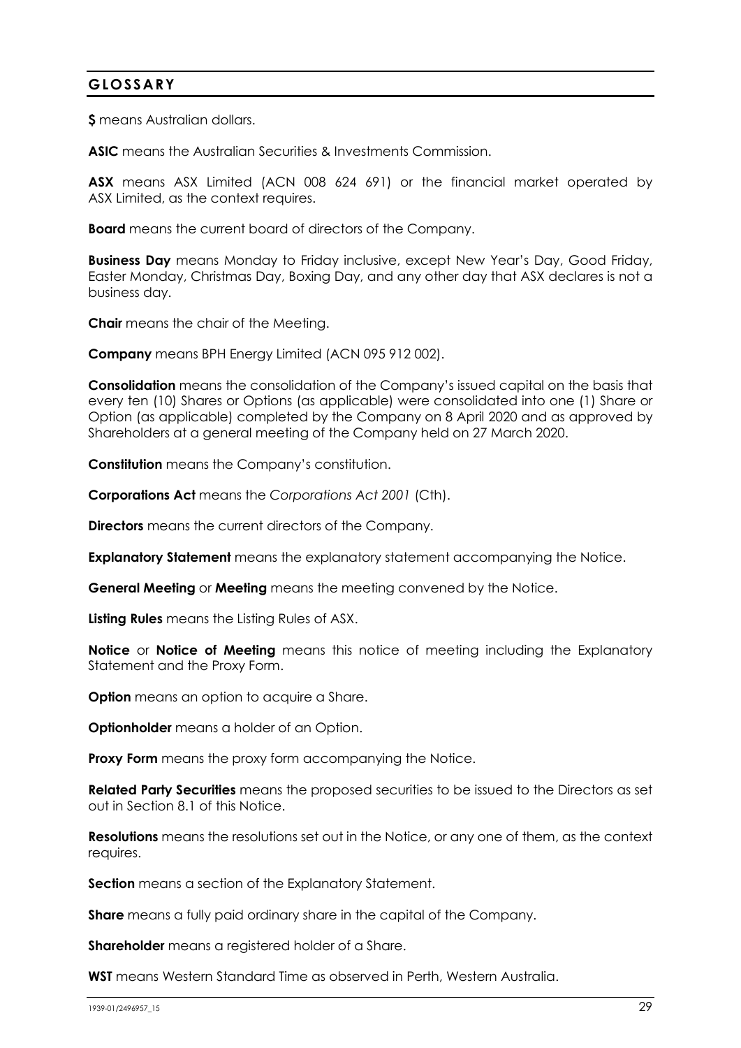## GLOSSARY

**$** means Australian dollars.

**ASIC** means the Australian Securities & Investments Commission.

**ASX** means ASX Limited (ACN 008 624 691) or the financial market operated by ASX Limited, as the context requires.

**Board** means the current board of directors of the Company.

**Business Day** means Monday to Friday inclusive, except New Year's Day, Good Friday, Easter Monday, Christmas Day, Boxing Day, and any other day that ASX declares is not a business day.

**Chair** means the chair of the Meeting.

**Company** means BPH Energy Limited (ACN 095 912 002).

**Consolidation** means the consolidation of the Company's issued capital on the basis that every ten (10) Shares or Options (as applicable) were consolidated into one (1) Share or Option (as applicable) completed by the Company on 8 April 2020 and as approved by Shareholders at a general meeting of the Company held on 27 March 2020.

**Constitution** means the Company's constitution.

**Corporations Act** means the *Corporations Act 2001* (Cth).

**Directors** means the current directors of the Company.

**Explanatory Statement** means the explanatory statement accompanying the Notice.

**General Meeting** or **Meeting** means the meeting convened by the Notice.

**Listing Rules** means the Listing Rules of ASX.

**Notice** or **Notice of Meeting** means this notice of meeting including the Explanatory Statement and the Proxy Form.

**Option** means an option to acquire a Share.

**Optionholder** means a holder of an Option.

**Proxy Form** means the proxy form accompanying the Notice.

**Related Party Securities** means the proposed securities to be issued to the Directors as set out in Section 8.1 of this Notice.

**Resolutions** means the resolutions set out in the Notice, or any one of them, as the context requires.

**Section** means a section of the Explanatory Statement.

**Share** means a fully paid ordinary share in the capital of the Company.

**Shareholder** means a registered holder of a Share.

**WST** means Western Standard Time as observed in Perth, Western Australia.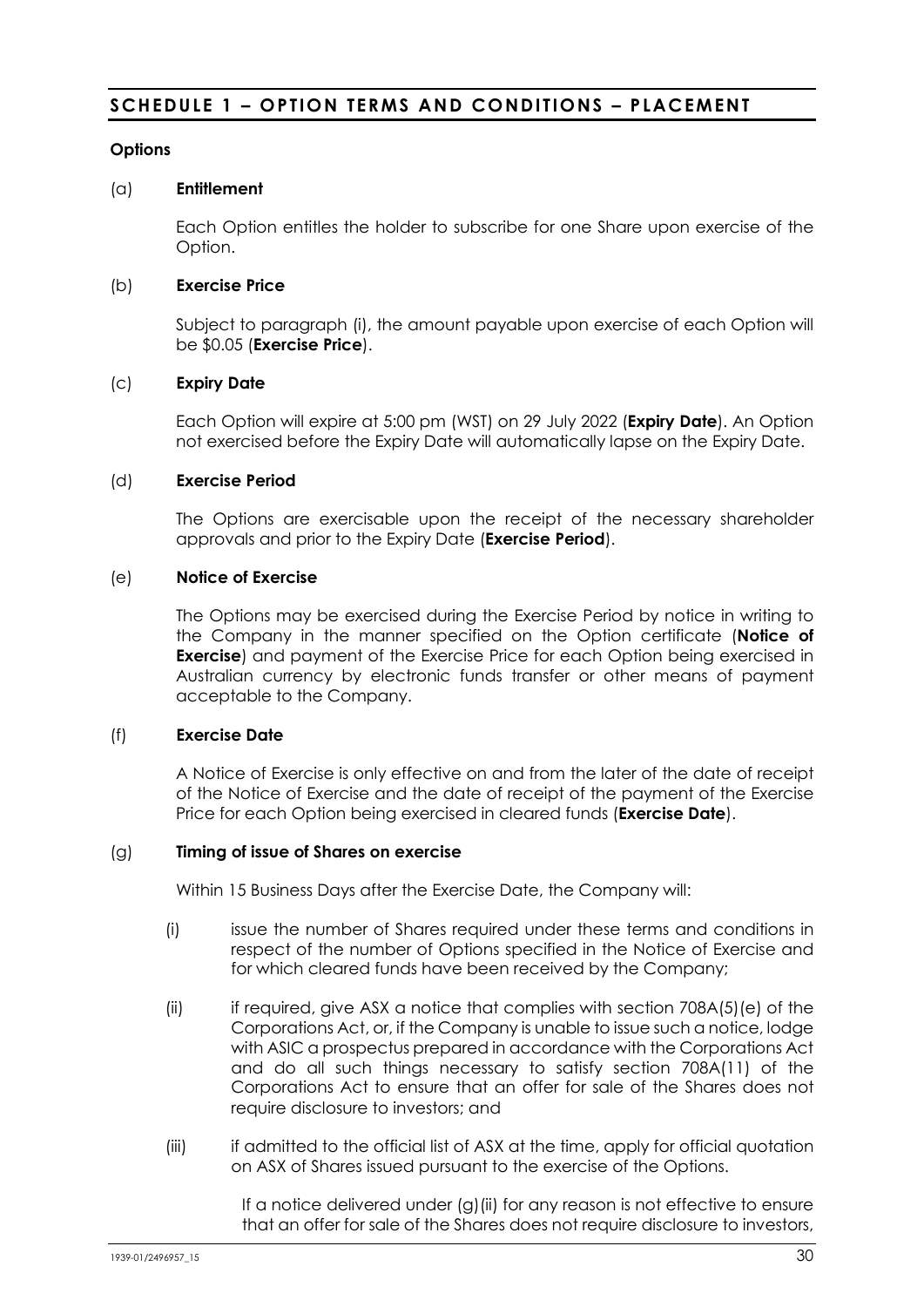# SCHEDULE 1 – OPTION TERMS AND CONDITIONS – PLACEMENT

**Options**

(a) **Entitlement**

Each Option entitles the holder to subscribe for one Share upon exercise of the Option.

(b) **Exercise Price**

Subject to paragraph (i), the amount payable upon exercise of each Option will be $0.05 (**Exercise Price**).

(c) **Expiry Date**

Each Option will expire at 5:00 pm (WST) on 29 July 2022 (**Expiry Date**). An Option not exercised before the Expiry Date will automatically lapse on the Expiry Date.

(d) **Exercise Period**

The Options are exercisable upon the receipt of the necessary shareholder approvals and prior to the Expiry Date (**Exercise Period**).

(e) **Notice of Exercise**

The Options may be exercised during the Exercise Period by notice in writing to the Company in the manner specified on the Option certificate (**Notice of Exercise**) and payment of the Exercise Price for each Option being exercised in Australian currency by electronic funds transfer or other means of payment acceptable to the Company.

(f) **Exercise Date**

A Notice of Exercise is only effective on and from the later of the date of receipt of the Notice of Exercise and the date of receipt of the payment of the Exercise Price for each Option being exercised in cleared funds (**Exercise Date**).

(g) **Timing of issue of Shares on exercise**

Within 15 Business Days after the Exercise Date, the Company will:

(i) issue the number of Shares required under these terms and conditions in respect of the number of Options specified in the Notice of Exercise and for which cleared funds have been received by the Company;

(ii) if required, give ASX a notice that complies with section 708A(5)(e) of the Corporations Act, or, if the Company is unable to issue such a notice, lodge with ASIC a prospectus prepared in accordance with the Corporations Act and do all such things necessary to satisfy section 708A(11) of the Corporations Act to ensure that an offer for sale of the Shares does not require disclosure to investors; and

(iii) if admitted to the official list of ASX at the time, apply for official quotation on ASX of Shares issued pursuant to the exercise of the Options.

If a notice delivered under (g)(ii) for any reason is not effective to ensure that an offer for sale of the Shares does not require disclosure to investors,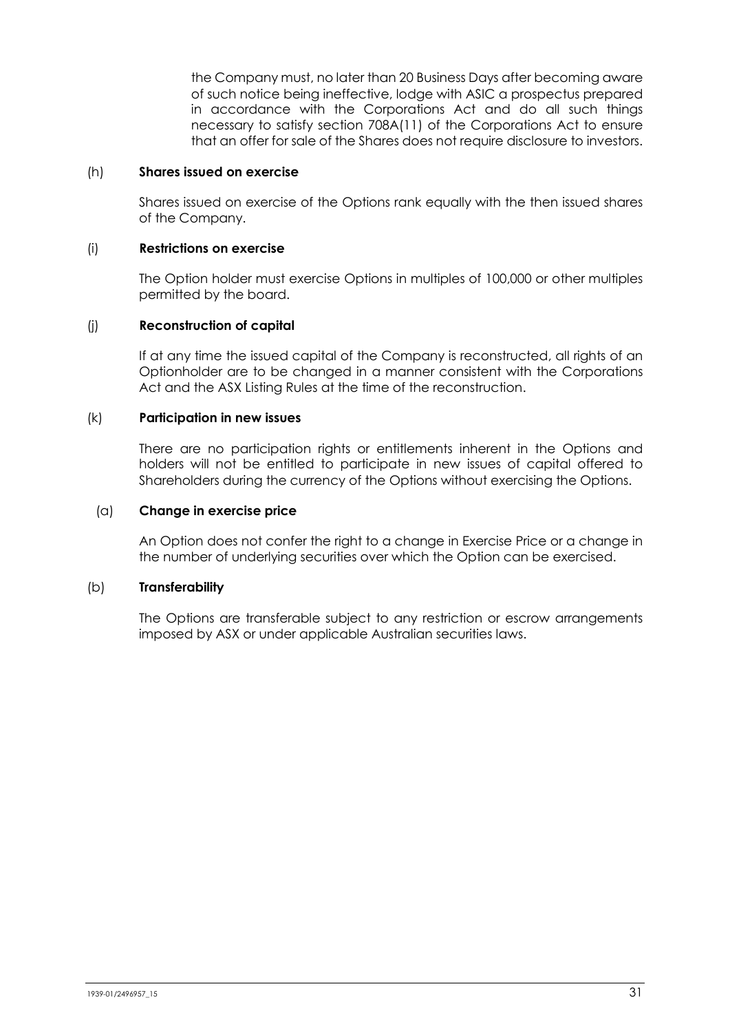the Company must, no later than 20 Business Days after becoming aware of such notice being ineffective, lodge with ASIC a prospectus prepared in accordance with the Corporations Act and do all such things necessary to satisfy section 708A(11) of the Corporations Act to ensure that an offer for sale of the Shares does not require disclosure to investors.

(h) **Shares issued on exercise**

Shares issued on exercise of the Options rank equally with the then issued shares of the Company.

(i) **Restrictions on exercise**

The Option holder must exercise Options in multiples of 100,000 or other multiples permitted by the board.

(j) **Reconstruction of capital**

If at any time the issued capital of the Company is reconstructed, all rights of an Optionholder are to be changed in a manner consistent with the Corporations Act and the ASX Listing Rules at the time of the reconstruction.

(k) **Participation in new issues**

There are no participation rights or entitlements inherent in the Options and holders will not be entitled to participate in new issues of capital offered to Shareholders during the currency of the Options without exercising the Options.

(a) **Change in exercise price**

An Option does not confer the right to a change in Exercise Price or a change in the number of underlying securities over which the Option can be exercised.

(b) **Transferability**

The Options are transferable subject to any restriction or escrow arrangements imposed by ASX or under applicable Australian securities laws.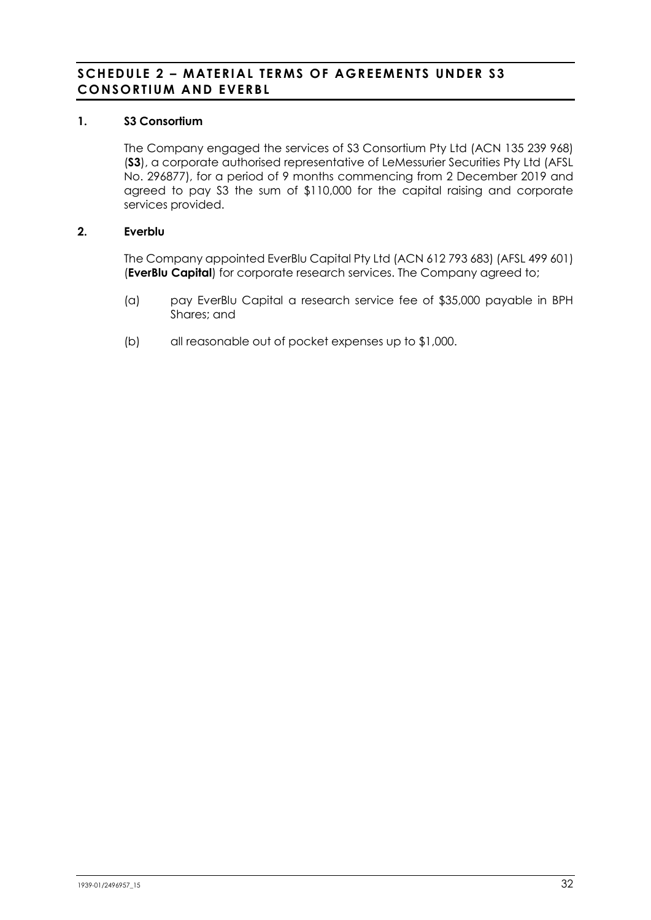# SCHEDULE 2 – MATERIAL TERMS OF AGREEMENTS UNDER S3 CONSORTIUM AND EVERBL

## 1. S3 Consortium

The Company engaged the services of S3 Consortium Pty Ltd (ACN 135 239 968) (**S3**), a corporate authorised representative of LeMessurier Securities Pty Ltd (AFSL No. 296877), for a period of 9 months commencing from 2 December 2019 and agreed to pay S3 the sum of $110,000 for the capital raising and corporate services provided.

## 2. Everblu

The Company appointed EverBlu Capital Pty Ltd (ACN 612 793 683) (AFSL 499 601) (**EverBlu Capital**) for corporate research services. The Company agreed to;

(a) pay EverBlu Capital a research service fee of $35,000 payable in BPH Shares; and

(b) all reasonable out of pocket expenses up to $1,000.